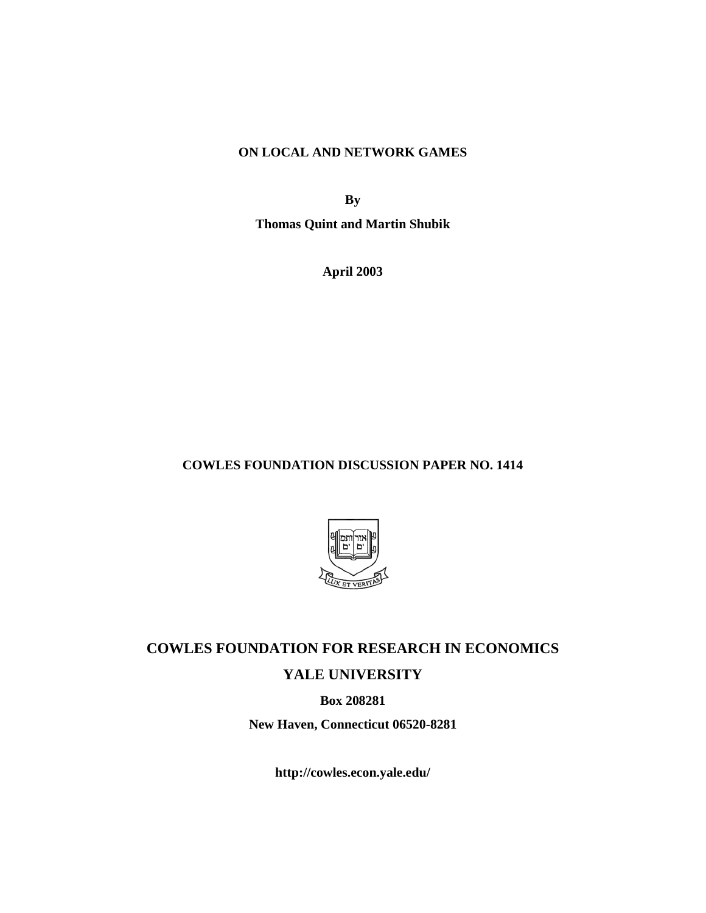**ON LOCAL AND NETWORK GAMES**

**By**

**Thomas Quint and Martin Shubik**

**April 2003**

**COWLES FOUNDATION DISCUSSION PAPER NO. 1414**

**COWLES FOUNDATION FOR RESEARCH IN ECONOMICS**

**YALE UNIVERSITY**

**Box 208281**

**New Haven, Connecticut 06520-8281**

**http://cowles.econ.yale.edu/**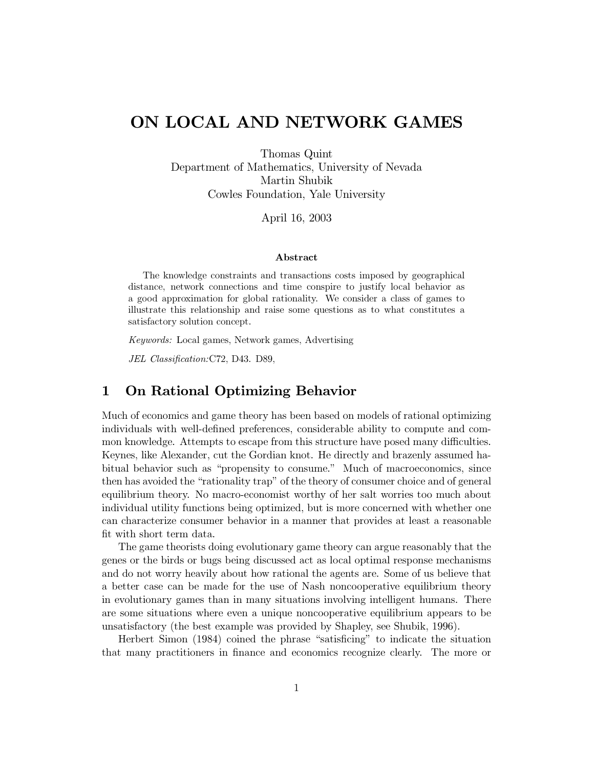# ON LOCAL AND NETWORK GAMES

Thomas Quint
Department of Mathematics, University of Nevada
Martin Shubik
Cowles Foundation, Yale University

April 16, 2003

### Abstract

The knowledge constraints and transactions costs imposed by geographical distance, network connections and time conspire to justify local behavior as a good approximation for global rationality. We consider a class of games to illustrate this relationship and raise some questions as to what constitutes a satisfactory solution concept.

*Keywords:* Local games, Network games, Advertising

*JEL Classification:* C72, D43. D89,

## 1 On Rational Optimizing Behavior

Much of economics and game theory has been based on models of rational optimizing individuals with well-defined preferences, considerable ability to compute and common knowledge. Attempts to escape from this structure have posed many difficulties. Keynes, like Alexander, cut the Gordian knot. He directly and brazenly assumed habitual behavior such as "propensity to consume." Much of macroeconomics, since then has avoided the "rationality trap" of the theory of consumer choice and of general equilibrium theory. No macro-economist worthy of her salt worries too much about individual utility functions being optimized, but is more concerned with whether one can characterize consumer behavior in a manner that provides at least a reasonable fit with short term data.

The game theorists doing evolutionary game theory can argue reasonably that the genes or the birds or bugs being discussed act as local optimal response mechanisms and do not worry heavily about how rational the agents are. Some of us believe that a better case can be made for the use of Nash noncooperative equilibrium theory in evolutionary games than in many situations involving intelligent humans. There are some situations where even a unique noncooperative equilibrium appears to be unsatisfactory (the best example was provided by Shapley, see Shubik, 1996).

Herbert Simon (1984) coined the phrase "satisficing" to indicate the situation that many practitioners in finance and economics recognize clearly. The more or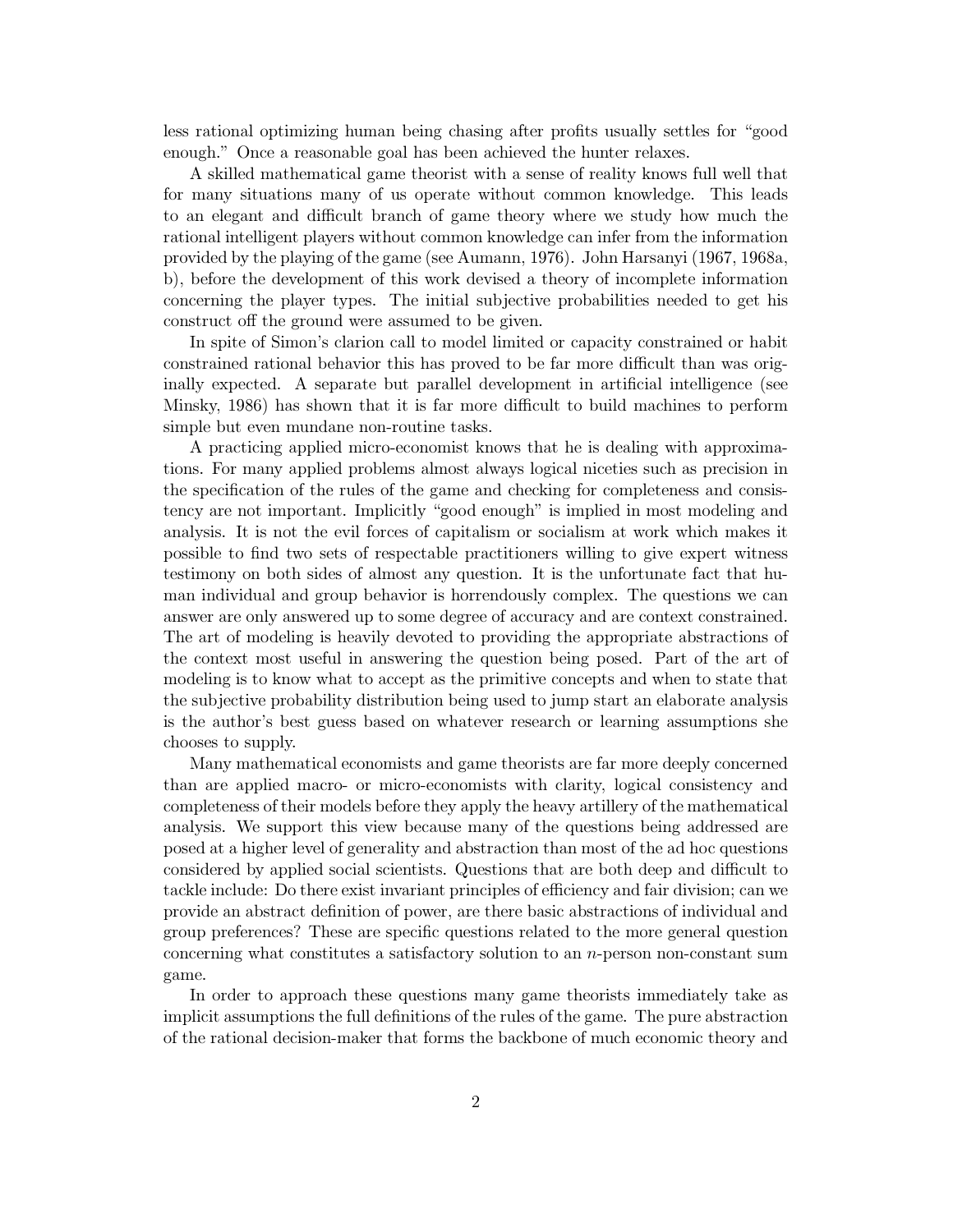less rational optimizing human being chasing after profits usually settles for "good enough." Once a reasonable goal has been achieved the hunter relaxes.

A skilled mathematical game theorist with a sense of reality knows full well that for many situations many of us operate without common knowledge. This leads to an elegant and difficult branch of game theory where we study how much the rational intelligent players without common knowledge can infer from the information provided by the playing of the game (see Aumann, 1976). John Harsanyi (1967, 1968a, b), before the development of this work devised a theory of incomplete information concerning the player types. The initial subjective probabilities needed to get his construct off the ground were assumed to be given.

In spite of Simon's clarion call to model limited or capacity constrained or habit constrained rational behavior this has proved to be far more difficult than was originally expected. A separate but parallel development in artificial intelligence (see Minsky, 1986) has shown that it is far more difficult to build machines to perform simple but even mundane non-routine tasks.

A practicing applied micro-economist knows that he is dealing with approximations. For many applied problems almost always logical niceties such as precision in the specification of the rules of the game and checking for completeness and consistency are not important. Implicitly "good enough" is implied in most modeling and analysis. It is not the evil forces of capitalism or socialism at work which makes it possible to find two sets of respectable practitioners willing to give expert witness testimony on both sides of almost any question. It is the unfortunate fact that human individual and group behavior is horrendously complex. The questions we can answer are only answered up to some degree of accuracy and are context constrained. The art of modeling is heavily devoted to providing the appropriate abstractions of the context most useful in answering the question being posed. Part of the art of modeling is to know what to accept as the primitive concepts and when to state that the subjective probability distribution being used to jump start an elaborate analysis is the author's best guess based on whatever research or learning assumptions she chooses to supply.

Many mathematical economists and game theorists are far more deeply concerned than are applied macro- or micro-economists with clarity, logical consistency and completeness of their models before they apply the heavy artillery of the mathematical analysis. We support this view because many of the questions being addressed are posed at a higher level of generality and abstraction than most of the ad hoc questions considered by applied social scientists. Questions that are both deep and difficult to tackle include: Do there exist invariant principles of efficiency and fair division; can we provide an abstract definition of power, are there basic abstractions of individual and group preferences? These are specific questions related to the more general question concerning what constitutes a satisfactory solution to an $n$-person non-constant sum game.

In order to approach these questions many game theorists immediately take as implicit assumptions the full definitions of the rules of the game. The pure abstraction of the rational decision-maker that forms the backbone of much economic theory and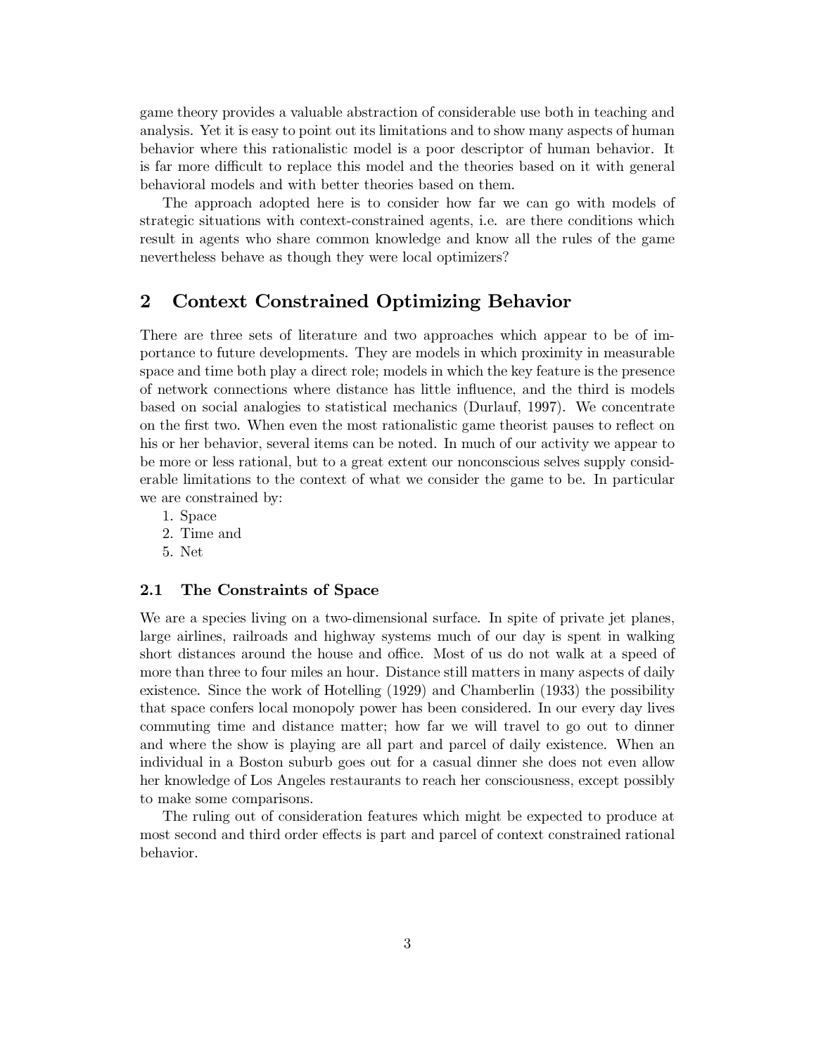game theory provides a valuable abstraction of considerable use both in teaching and analysis. Yet it is easy to point out its limitations and to show many aspects of human behavior where this rationalistic model is a poor descriptor of human behavior. It is far more difficult to replace this model and the theories based on it with general behavioral models and with better theories based on them.

The approach adopted here is to consider how far we can go with models of strategic situations with context-constrained agents, i.e. are there conditions which result in agents who share common knowledge and know all the rules of the game nevertheless behave as though they were local optimizers?

## 2 Context Constrained Optimizing Behavior

There are three sets of literature and two approaches which appear to be of importance to future developments. They are models in which proximity in measurable space and time both play a direct role; models in which the key feature is the presence of network connections where distance has little influence, and the third is models based on social analogies to statistical mechanics (Durlauf, 1997). We concentrate on the first two. When even the most rationalistic game theorist pauses to reflect on his or her behavior, several items can be noted. In much of our activity we appear to be more or less rational, but to a great extent our nonconscious selves supply considerable limitations to the context of what we consider the game to be. In particular we are constrained by:

1. Space
2. Time and
5. Net

### 2.1 The Constraints of Space

We are a species living on a two-dimensional surface. In spite of private jet planes, large airlines, railroads and highway systems much of our day is spent in walking short distances around the house and office. Most of us do not walk at a speed of more than three to four miles an hour. Distance still matters in many aspects of daily existence. Since the work of Hotelling (1929) and Chamberlin (1933) the possibility that space confers local monopoly power has been considered. In our every day lives commuting time and distance matter; how far we will travel to go out to dinner and where the show is playing are all part and parcel of daily existence. When an individual in a Boston suburb goes out for a casual dinner she does not even allow her knowledge of Los Angeles restaurants to reach her consciousness, except possibly to make some comparisons.

The ruling out of consideration features which might be expected to produce at most second and third order effects is part and parcel of context constrained rational behavior.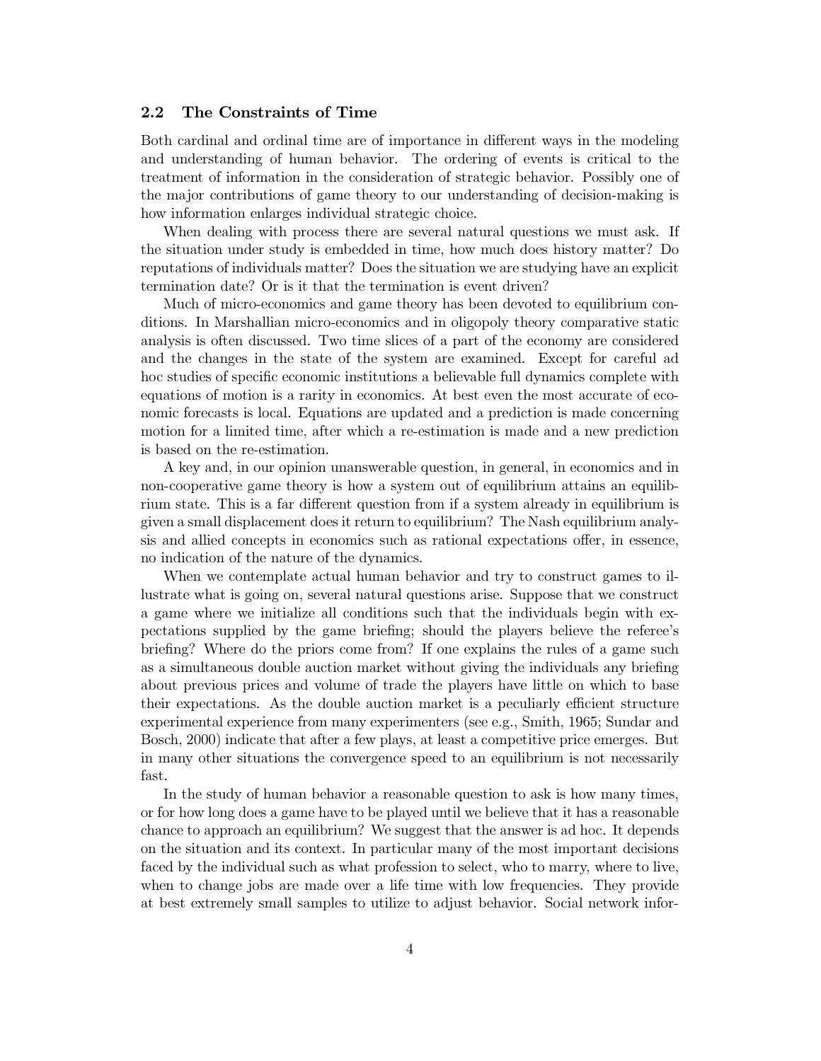### 2.2 The Constraints of Time

Both cardinal and ordinal time are of importance in different ways in the modeling and understanding of human behavior. The ordering of events is critical to the treatment of information in the consideration of strategic behavior. Possibly one of the major contributions of game theory to our understanding of decision-making is how information enlarges individual strategic choice.

When dealing with process there are several natural questions we must ask. If the situation under study is embedded in time, how much does history matter? Do reputations of individuals matter? Does the situation we are studying have an explicit termination date? Or is it that the termination is event driven?

Much of micro-economics and game theory has been devoted to equilibrium conditions. In Marshallian micro-economics and in oligopoly theory comparative static analysis is often discussed. Two time slices of a part of the economy are considered and the changes in the state of the system are examined. Except for careful ad hoc studies of specific economic institutions a believable full dynamics complete with equations of motion is a rarity in economics. At best even the most accurate of economic forecasts is local. Equations are updated and a prediction is made concerning motion for a limited time, after which a re-estimation is made and a new prediction is based on the re-estimation.

A key and, in our opinion unanswerable question, in general, in economics and in non-cooperative game theory is how a system out of equilibrium attains an equilibrium state. This is a far different question from if a system already in equilibrium is given a small displacement does it return to equilibrium? The Nash equilibrium analysis and allied concepts in economics such as rational expectations offer, in essence, no indication of the nature of the dynamics.

When we contemplate actual human behavior and try to construct games to illustrate what is going on, several natural questions arise. Suppose that we construct a game where we initialize all conditions such that the individuals begin with expectations supplied by the game briefing; should the players believe the referee's briefing? Where do the priors come from? If one explains the rules of a game such as a simultaneous double auction market without giving the individuals any briefing about previous prices and volume of trade the players have little on which to base their expectations. As the double auction market is a peculiarly efficient structure experimental experience from many experimenters (see e.g., Smith, 1965; Sundar and Bosch, 2000) indicate that after a few plays, at least a competitive price emerges. But in many other situations the convergence speed to an equilibrium is not necessarily fast.

In the study of human behavior a reasonable question to ask is how many times, or for how long does a game have to be played until we believe that it has a reasonable chance to approach an equilibrium? We suggest that the answer is ad hoc. It depends on the situation and its context. In particular many of the most important decisions faced by the individual such as what profession to select, who to marry, where to live, when to change jobs are made over a life time with low frequencies. They provide at best extremely small samples to utilize to adjust behavior. Social network infor-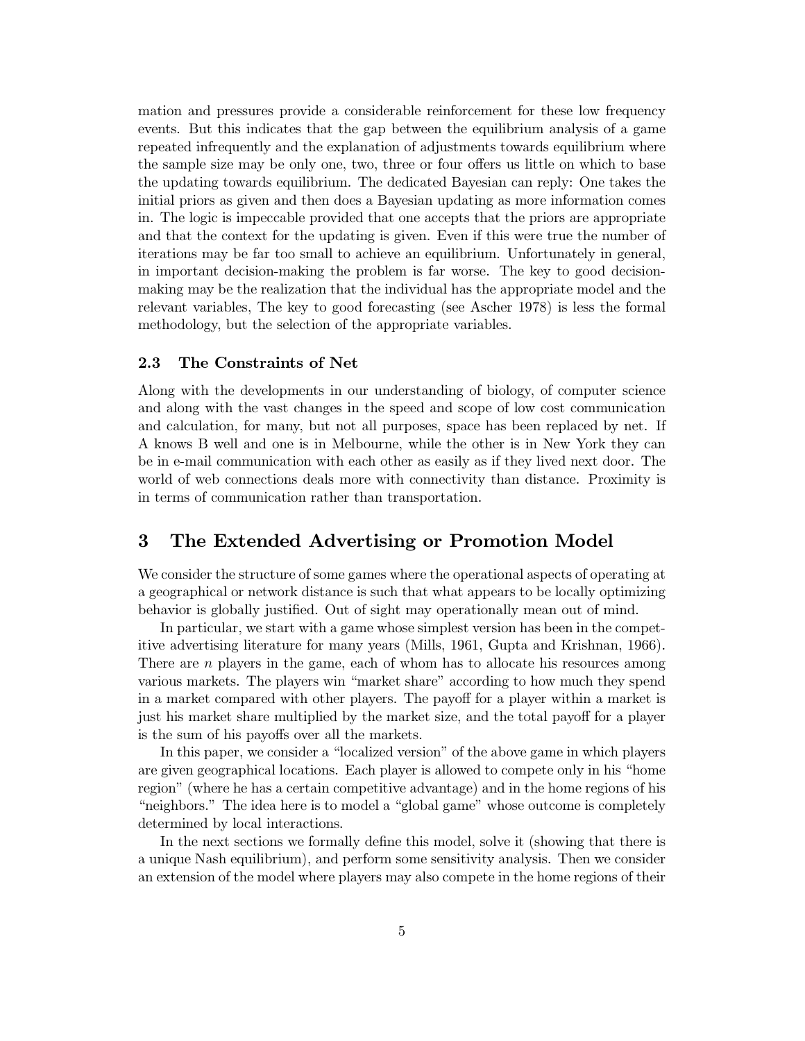mation and pressures provide a considerable reinforcement for these low frequency events. But this indicates that the gap between the equilibrium analysis of a game repeated infrequently and the explanation of adjustments towards equilibrium where the sample size may be only one, two, three or four offers us little on which to base the updating towards equilibrium. The dedicated Bayesian can reply: One takes the initial priors as given and then does a Bayesian updating as more information comes in. The logic is impeccable provided that one accepts that the priors are appropriate and that the context for the updating is given. Even if this were true the number of iterations may be far too small to achieve an equilibrium. Unfortunately in general, in important decision-making the problem is far worse. The key to good decision-making may be the realization that the individual has the appropriate model and the relevant variables, The key to good forecasting (see Ascher 1978) is less the formal methodology, but the selection of the appropriate variables.

### 2.3 The Constraints of Net

Along with the developments in our understanding of biology, of computer science and along with the vast changes in the speed and scope of low cost communication and calculation, for many, but not all purposes, space has been replaced by net. If A knows B well and one is in Melbourne, while the other is in New York they can be in e-mail communication with each other as easily as if they lived next door. The world of web connections deals more with connectivity than distance. Proximity is in terms of communication rather than transportation.

## 3 The Extended Advertising or Promotion Model

We consider the structure of some games where the operational aspects of operating at a geographical or network distance is such that what appears to be locally optimizing behavior is globally justified. Out of sight may operationally mean out of mind.

In particular, we start with a game whose simplest version has been in the competitive advertising literature for many years (Mills, 1961, Gupta and Krishnan, 1966). There are $n$ players in the game, each of whom has to allocate his resources among various markets. The players win "market share" according to how much they spend in a market compared with other players. The payoff for a player within a market is just his market share multiplied by the market size, and the total payoff for a player is the sum of his payoffs over all the markets.

In this paper, we consider a "localized version" of the above game in which players are given geographical locations. Each player is allowed to compete only in his "home region" (where he has a certain competitive advantage) and in the home regions of his "neighbors." The idea here is to model a "global game" whose outcome is completely determined by local interactions.

In the next sections we formally define this model, solve it (showing that there is a unique Nash equilibrium), and perform some sensitivity analysis. Then we consider an extension of the model where players may also compete in the home regions of their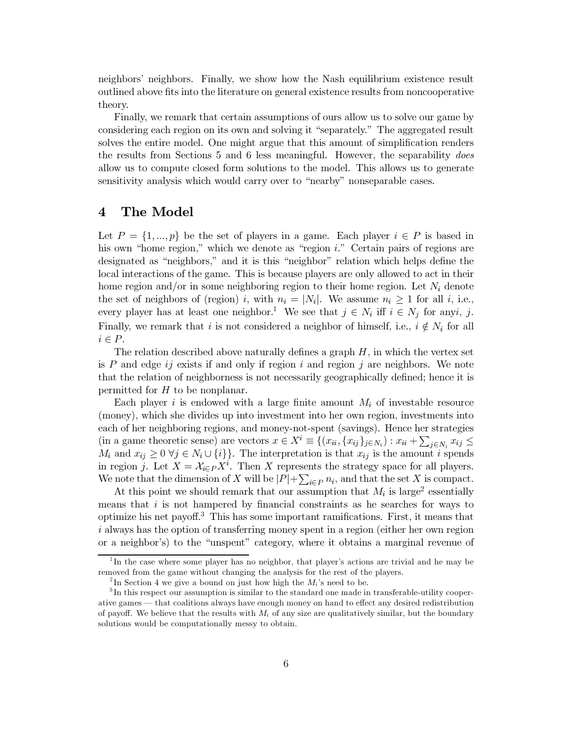neighbors' neighbors. Finally, we show how the Nash equilibrium existence result outlined above fits into the literature on general existence results from noncooperative theory.

Finally, we remark that certain assumptions of ours allow us to solve our game by considering each region on its own and solving it "separately." The aggregated result solves the entire model. One might argue that this amount of simplification renders the results from Sections 5 and 6 less meaningful. However, the separability *does* allow us to compute closed form solutions to the model. This allows us to generate sensitivity analysis which would carry over to "nearby" nonseparable cases.

# 4 The Model

Let $P = \{1, ..., p\}$ be the set of players in a game. Each player $i \in P$ is based in his own "home region," which we denote as "region $i$." Certain pairs of regions are designated as "neighbors," and it is this "neighbor" relation which helps define the local interactions of the game. This is because players are only allowed to act in their home region and/or in some neighboring region to their home region. Let $N_i$ denote the set of neighbors of (region) $i$, with $n_i = |N_i|$. We assume $n_i \geq 1$ for all $i$, i.e., every player has at least one neighbor.[1] We see that $j \in N_i$ iff $i \in N_j$ for any$i$, $j$. Finally, we remark that $i$ is not considered a neighbor of himself, i.e., $i \notin N_i$ for all $i \in P$.

The relation described above naturally defines a graph $H$, in which the vertex set is $P$ and edge $ij$ exists if and only if region $i$ and region $j$ are neighbors. We note that the relation of neighborness is not necessarily geographically defined; hence it is permitted for $H$ to be nonplanar.

Each player $i$ is endowed with a large finite amount $M_i$ of investable resource (money), which she divides up into investment into her own region, investments into each of her neighboring regions, and money-not-spent (savings). Hence her strategies (in a game theoretic sense) are vectors $x \in X^i \equiv \{(x_{ii}, \{x_{ij}\}_{j \in N_i}) : x_{ii} + \sum_{j \in N_i} x_{ij} \leq M_i \text{ and } x_{ij} \geq 0 \; \forall j \in N_i \cup \{i\}\}$. The interpretation is that $x_{ij}$ is the amount $i$ spends in region $j$. Let $X = \mathcal{X}_{i \in P} X^i$. Then $X$ represents the strategy space for all players. We note that the dimension of $X$ will be $|P| + \sum_{i \in P} n_i$, and that the set $X$ is compact.

At this point we should remark that our assumption that $M_i$ is large[2] essentially means that $i$ is not hampered by financial constraints as he searches for ways to optimize his net payoff.[3] This has some important ramifications. First, it means that $i$ always has the option of transferring money spent in a region (either her own region or a neighbor's) to the "unspent" category, where it obtains a marginal revenue of

---

[1] In the case where some player has no neighbor, that player's actions are trivial and he may be removed from the game without changing the analysis for the rest of the players.

[2] In Section 4 we give a bound on just how high the $M_i$'s need to be.

[3] In this respect our assumption is similar to the standard one made in transferable-utility cooperative games — that coalitions always have enough money on hand to effect any desired redistribution of payoff. We believe that the results with $M_i$ of any size are qualitatively similar, but the boundary solutions would be computationally messy to obtain.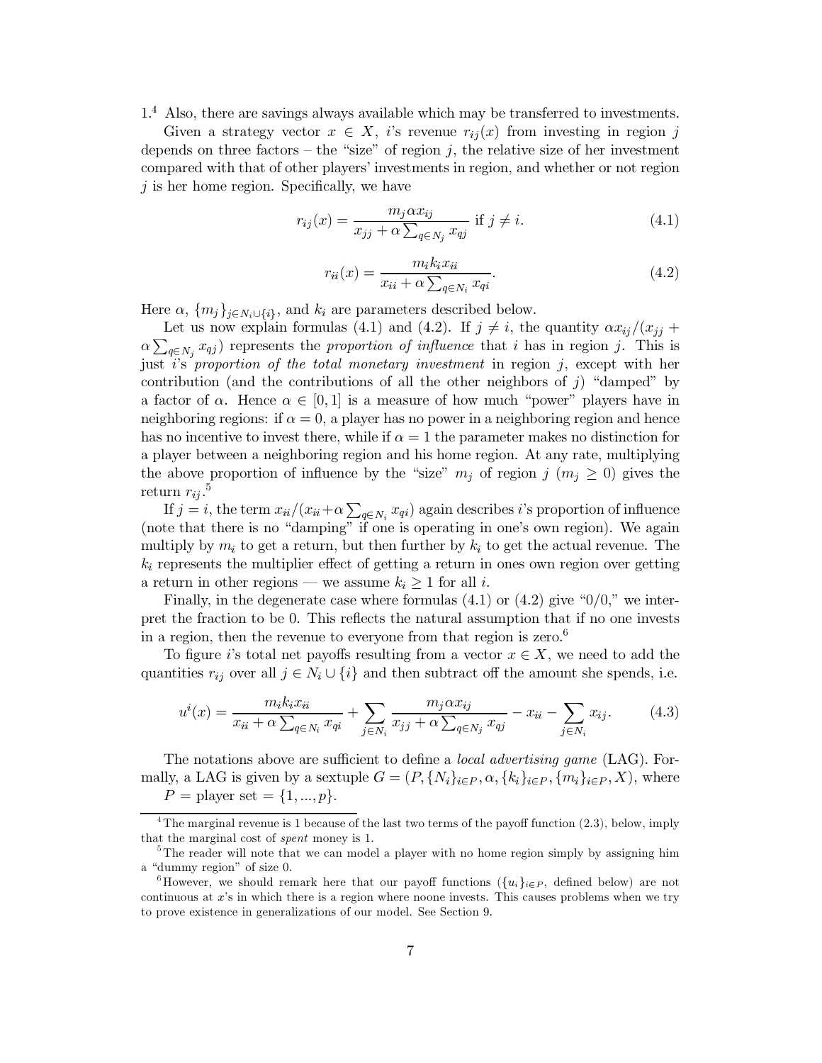1.[4] Also, there are savings always available which may be transferred to investments.

Given a strategy vector $x \in X$, $i$'s revenue $r_{ij}(x)$ from investing in region $j$ depends on three factors – the "size" of region $j$, the relative size of her investment compared with that of other players' investments in region, and whether or not region $j$ is her home region. Specifically, we have

$$r_{ij}(x) = \frac{m_j \alpha x_{ij}}{x_{jj} + \alpha \sum_{q \in N_j} x_{qj}} \text{ if } j \neq i. \tag{4.1}$$

$$r_{ii}(x) = \frac{m_i k_i x_{ii}}{x_{ii} + \alpha \sum_{q \in N_i} x_{qi}}. \tag{4.2}$$

Here $\alpha$, $\{m_j\}_{j \in N_i \cup \{i\}}$, and $k_i$ are parameters described below.

Let us now explain formulas (4.1) and (4.2). If $j \neq i$, the quantity $\alpha x_{ij}/(x_{jj} + \alpha \sum_{q \in N_j} x_{qj})$ represents the *proportion of influence* that $i$ has in region $j$. This is just $i$'s *proportion of the total monetary investment* in region $j$, except with her contribution (and the contributions of all the other neighbors of $j$) "damped" by a factor of $\alpha$. Hence $\alpha \in [0, 1]$ is a measure of how much "power" players have in neighboring regions: if $\alpha = 0$, a player has no power in a neighboring region and hence has no incentive to invest there, while if $\alpha = 1$ the parameter makes no distinction for a player between a neighboring region and his home region. At any rate, multiplying the above proportion of influence by the "size" $m_j$ of region $j$ ($m_j \geq 0$) gives the return $r_{ij}$.[5]

If $j = i$, the term $x_{ii}/(x_{ii} + \alpha \sum_{q \in N_i} x_{qi})$ again describes $i$'s proportion of influence (note that there is no "damping" if one is operating in one's own region). We again multiply by $m_i$ to get a return, but then further by $k_i$ to get the actual revenue. The $k_i$ represents the multiplier effect of getting a return in ones own region over getting a return in other regions — we assume $k_i \geq 1$ for all $i$.

Finally, in the degenerate case where formulas (4.1) or (4.2) give "0/0," we interpret the fraction to be 0. This reflects the natural assumption that if no one invests in a region, then the revenue to everyone from that region is zero.[6]

To figure $i$'s total net payoffs resulting from a vector $x \in X$, we need to add the quantities $r_{ij}$ over all $j \in N_i \cup \{i\}$ and then subtract off the amount she spends, i.e.

$$u^i(x) = \frac{m_i k_i x_{ii}}{x_{ii} + \alpha \sum_{q \in N_i} x_{qi}} + \sum_{j \in N_i} \frac{m_j \alpha x_{ij}}{x_{jj} + \alpha \sum_{q \in N_j} x_{qj}} - x_{ii} - \sum_{j \in N_i} x_{ij}. \tag{4.3}$$

The notations above are sufficient to define a *local advertising game* (LAG). Formally, a LAG is given by a sextuple $G = (P, \{N_i\}_{i \in P}, \alpha, \{k_i\}_{i \in P}, \{m_i\}_{i \in P}, X)$, where

$P$ = player set = $\{1, ..., p\}$.

---

[4] The marginal revenue is 1 because of the last two terms of the payoff function (2.3), below, imply that the marginal cost of *spent* money is 1.

[5] The reader will note that we can model a player with no home region simply by assigning him a "dummy region" of size 0.

[6] However, we should remark here that our payoff functions ($\{u_i\}_{i \in P}$, defined below) are not continuous at $x$'s in which there is a region where noone invests. This causes problems when we try to prove existence in generalizations of our model. See Section 9.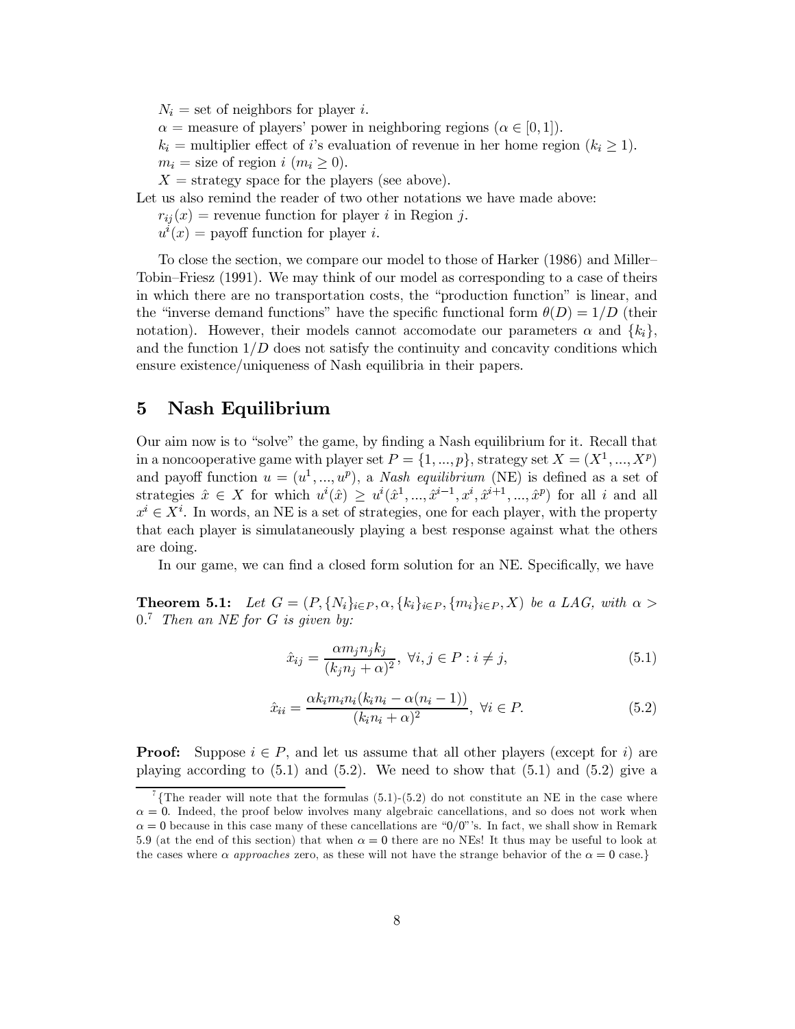$N_i$ = set of neighbors for player $i$.

$\alpha$ = measure of players' power in neighboring regions ($\alpha \in [0, 1]$).

$k_i$ = multiplier effect of $i$'s evaluation of revenue in her home region ($k_i \geq 1$).

$m_i$ = size of region $i$ ($m_i \geq 0$).

$X$ = strategy space for the players (see above).

Let us also remind the reader of two other notations we have made above:

$r_{ij}(x)$ = revenue function for player $i$ in Region $j$.

$u^i(x)$ = payoff function for player $i$.

To close the section, we compare our model to those of Harker (1986) and Miller–Tobin–Friesz (1991). We may think of our model as corresponding to a case of theirs in which there are no transportation costs, the "production function" is linear, and the "inverse demand functions" have the specific functional form $\theta(D) = 1/D$ (their notation). However, their models cannot accomodate our parameters $\alpha$ and $\{k_i\}$, and the function $1/D$ does not satisfy the continuity and concavity conditions which ensure existence/uniqueness of Nash equilibria in their papers.

## 5 Nash Equilibrium

Our aim now is to "solve" the game, by finding a Nash equilibrium for it. Recall that in a noncooperative game with player set $P = \{1, ..., p\}$, strategy set $X = (X^1, ..., X^p)$ and payoff function $u = (u^1, ..., u^p)$, a *Nash equilibrium* (NE) is defined as a set of strategies $\hat{x} \in X$ for which $u^i(\hat{x}) \geq u^i(\hat{x}^1, ..., \hat{x}^{i-1}, x^i, \hat{x}^{i+1}, ..., \hat{x}^p)$ for all $i$ and all $x^i \in X^i$. In words, an NE is a set of strategies, one for each player, with the property that each player is simulataneously playing a best response against what the others are doing.

In our game, we can find a closed form solution for an NE. Specifically, we have

**Theorem 5.1:** *Let $G = (P, \{N_i\}_{i \in P}, \alpha, \{k_i\}_{i \in P}, \{m_i\}_{i \in P}, X)$ be a LAG, with $\alpha > 0$.*[7] *Then an NE for $G$ is given by:*

$$\hat{x}_{ij} = \frac{\alpha m_j n_j k_j}{(k_j n_j + \alpha)^2}, \ \forall i, j \in P : i \neq j, \tag{5.1}$$

$$\hat{x}_{ii} = \frac{\alpha k_i m_i n_i (k_i n_i - \alpha(n_i - 1))}{(k_i n_i + \alpha)^2}, \ \forall i \in P. \tag{5.2}$$

**Proof:** Suppose $i \in P$, and let us assume that all other players (except for $i$) are playing according to (5.1) and (5.2). We need to show that (5.1) and (5.2) give a

[7] {The reader will note that the formulas (5.1)-(5.2) do not constitute an NE in the case where $\alpha = 0$. Indeed, the proof below involves many algebraic cancellations, and so does not work when $\alpha = 0$ because in this case many of these cancellations are "0/0"'s. In fact, we shall show in Remark 5.9 (at the end of this section) that when $\alpha = 0$ there are no NEs! It thus may be useful to look at the cases where $\alpha$ *approaches* zero, as these will not have the strange behavior of the $\alpha = 0$ case.}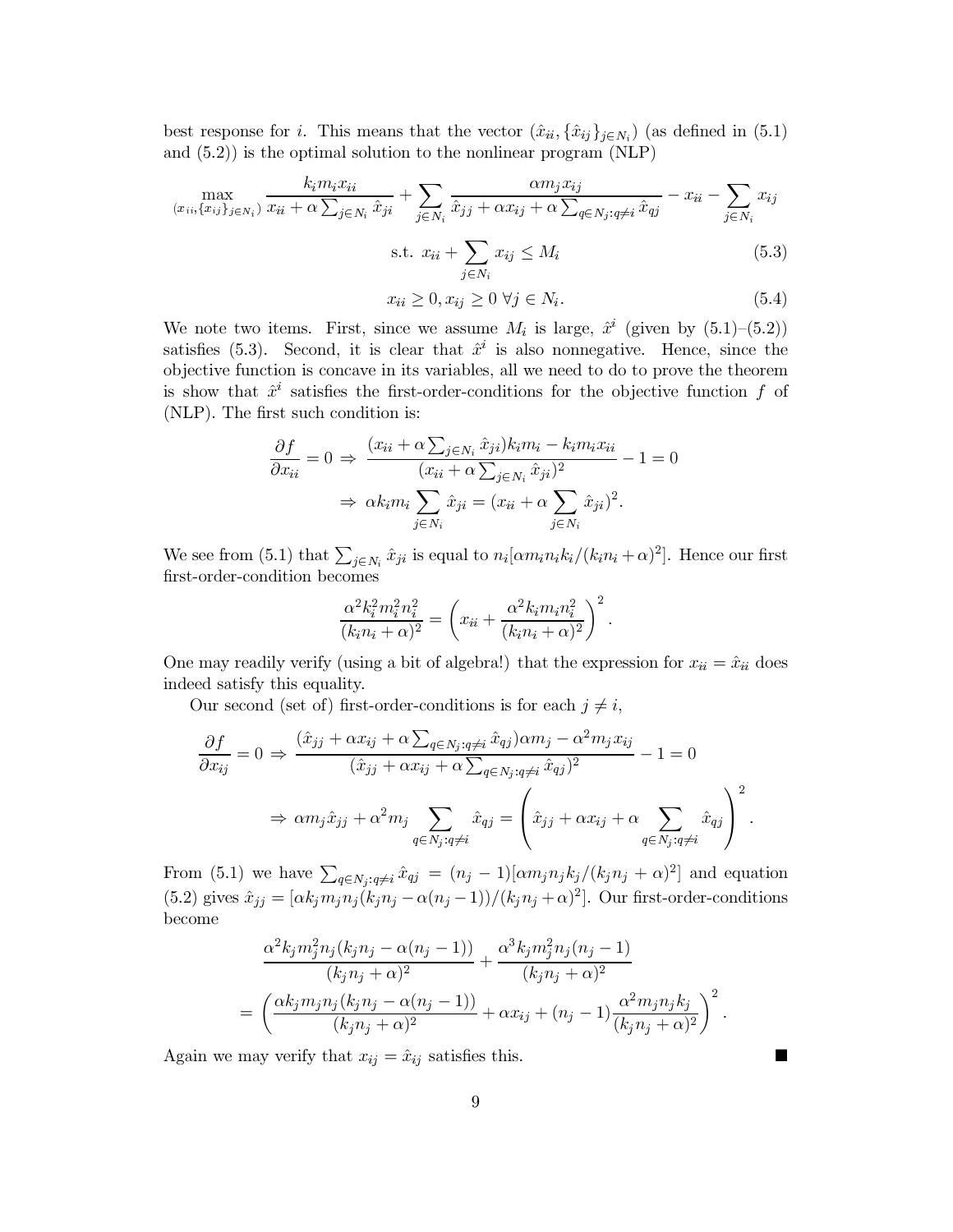best response for $i$. This means that the vector $(\hat{x}_{ii}, \{\hat{x}_{ij}\}_{j\in N_i})$ (as defined in (5.1) and (5.2)) is the optimal solution to the nonlinear program (NLP)

$$\max_{(x_{ii}, \{x_{ij}\}_{j\in N_i})} \frac{k_i m_i x_{ii}}{x_{ii} + \alpha \sum_{j\in N_i} \hat{x}_{ji}} + \sum_{j\in N_i} \frac{\alpha m_j x_{ij}}{\hat{x}_{jj} + \alpha x_{ij} + \alpha \sum_{q\in N_j : q\neq i} \hat{x}_{qj}} - x_{ii} - \sum_{j\in N_i} x_{ij}$$

$$\text{s.t. } x_{ii} + \sum_{j\in N_i} x_{ij} \leq M_i \tag{5.3}$$

$$x_{ii} \geq 0, x_{ij} \geq 0 \ \forall j \in N_i. \tag{5.4}$$

We note two items. First, since we assume $M_i$ is large, $\hat{x}^i$ (given by (5.1)–(5.2)) satisfies (5.3). Second, it is clear that $\hat{x}^i$ is also nonnegative. Hence, since the objective function is concave in its variables, all we need to do to prove the theorem is show that $\hat{x}^i$ satisfies the first-order-conditions for the objective function $f$ of (NLP). The first such condition is:

$$\frac{\partial f}{\partial x_{ii}} = 0 \Rightarrow \frac{(x_{ii} + \alpha \sum_{j\in N_i} \hat{x}_{ji}) k_i m_i - k_i m_i x_{ii}}{(x_{ii} + \alpha \sum_{j\in N_i} \hat{x}_{ji})^2} - 1 = 0$$

$$\Rightarrow \alpha k_i m_i \sum_{j\in N_i} \hat{x}_{ji} = (x_{ii} + \alpha \sum_{j\in N_i} \hat{x}_{ji})^2.$$

We see from (5.1) that $\sum_{j\in N_i} \hat{x}_{ji}$ is equal to $n_i[\alpha m_i n_i k_i/(k_i n_i + \alpha)^2]$. Hence our first first-order-condition becomes

$$\frac{\alpha^2 k_i^2 m_i^2 n_i^2}{(k_i n_i + \alpha)^2} = \left(x_{ii} + \frac{\alpha^2 k_i m_i n_i^2}{(k_i n_i + \alpha)^2}\right)^2.$$

One may readily verify (using a bit of algebra!) that the expression for $x_{ii} = \hat{x}_{ii}$ does indeed satisfy this equality.

Our second (set of) first-order-conditions is for each $j \neq i$,

$$\frac{\partial f}{\partial x_{ij}} = 0 \Rightarrow \frac{(\hat{x}_{jj} + \alpha x_{ij} + \alpha \sum_{q\in N_j : q\neq i} \hat{x}_{qj}) \alpha m_j - \alpha^2 m_j x_{ij}}{(\hat{x}_{jj} + \alpha x_{ij} + \alpha \sum_{q\in N_j : q\neq i} \hat{x}_{qj})^2} - 1 = 0$$

$$\Rightarrow \alpha m_j \hat{x}_{jj} + \alpha^2 m_j \sum_{q\in N_j : q\neq i} \hat{x}_{qj} = \left(\hat{x}_{jj} + \alpha x_{ij} + \alpha \sum_{q\in N_j : q\neq i} \hat{x}_{qj}\right)^2.$$

From (5.1) we have $\sum_{q\in N_j : q\neq i} \hat{x}_{qj} = (n_j - 1)[\alpha m_j n_j k_j/(k_j n_j + \alpha)^2]$ and equation (5.2) gives $\hat{x}_{jj} = [\alpha k_j m_j n_j (k_j n_j - \alpha(n_j - 1))/(k_j n_j + \alpha)^2]$. Our first-order-conditions become

$$\frac{\alpha^2 k_j m_j^2 n_j (k_j n_j - \alpha(n_j - 1))}{(k_j n_j + \alpha)^2} + \frac{\alpha^3 k_j m_j^2 n_j (n_j - 1)}{(k_j n_j + \alpha)^2}$$

$$= \left(\frac{\alpha k_j m_j n_j (k_j n_j - \alpha(n_j - 1))}{(k_j n_j + \alpha)^2} + \alpha x_{ij} + (n_j - 1)\frac{\alpha^2 m_j n_j k_j}{(k_j n_j + \alpha)^2}\right)^2.$$

Again we may verify that $x_{ij} = \hat{x}_{ij}$ satisfies this. ■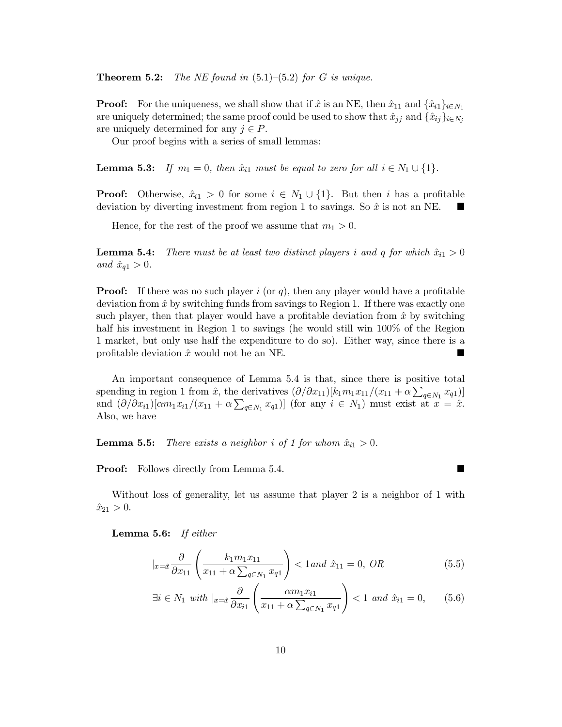**Theorem 5.2:** *The NE found in (5.1)–(5.2) for G is unique.*

**Proof:** For the uniqueness, we shall show that if $\hat{x}$ is an NE, then $\hat{x}_{11}$ and $\{\hat{x}_{i1}\}_{i \in N_1}$ are uniquely determined; the same proof could be used to show that $\hat{x}_{jj}$ and $\{\hat{x}_{ij}\}_{i \in N_j}$ are uniquely determined for any $j \in P$.

Our proof begins with a series of small lemmas:

**Lemma 5.3:** *If $m_1 = 0$, then $\hat{x}_{i1}$ must be equal to zero for all $i \in N_1 \cup \{1\}$.*

**Proof:** Otherwise, $\hat{x}_{i1} > 0$ for some $i \in N_1 \cup \{1\}$. But then $i$ has a profitable deviation by diverting investment from region 1 to savings. So $\hat{x}$ is not an NE. ■

Hence, for the rest of the proof we assume that $m_1 > 0$.

**Lemma 5.4:** *There must be at least two distinct players $i$ and $q$ for which $\hat{x}_{i1} > 0$ and $\hat{x}_{q1} > 0$.*

**Proof:** If there was no such player $i$ (or $q$), then any player would have a profitable deviation from $\hat{x}$ by switching funds from savings to Region 1. If there was exactly one such player, then that player would have a profitable deviation from $\hat{x}$ by switching half his investment in Region 1 to savings (he would still win 100% of the Region 1 market, but only use half the expenditure to do so). Either way, since there is a profitable deviation $\hat{x}$ would not be an NE. ■

An important consequence of Lemma 5.4 is that, since there is positive total spending in region 1 from $\hat{x}$, the derivatives $(\partial/\partial x_{11})[k_1 m_1 x_{11}/(x_{11} + \alpha \sum_{q \in N_1} x_{q1})]$ and $(\partial/\partial x_{i1})[\alpha m_1 x_{i1}/(x_{11} + \alpha \sum_{q \in N_1} x_{q1})]$ (for any $i \in N_1$) must exist at $x = \hat{x}$. Also, we have

**Lemma 5.5:** *There exists a neighbor $i$ of 1 for whom $\hat{x}_{i1} > 0$.*

**Proof:** Follows directly from Lemma 5.4. ■

Without loss of generality, let us assume that player 2 is a neighbor of 1 with $\hat{x}_{21} > 0$.

**Lemma 5.6:** *If either*

$$|_{x=\hat{x}} \frac{\partial}{\partial x_{11}} \left( \frac{k_1 m_1 x_{11}}{x_{11} + \alpha \sum_{q \in N_1} x_{q1}} \right) < 1 \text{ and } \hat{x}_{11} = 0, \text{ OR} \tag{5.5}$$

$$\exists i \in N_1 \text{ with } |_{x=\hat{x}} \frac{\partial}{\partial x_{i1}} \left( \frac{\alpha m_1 x_{i1}}{x_{11} + \alpha \sum_{q \in N_1} x_{q1}} \right) < 1 \text{ and } \hat{x}_{i1} = 0, \tag{5.6}$$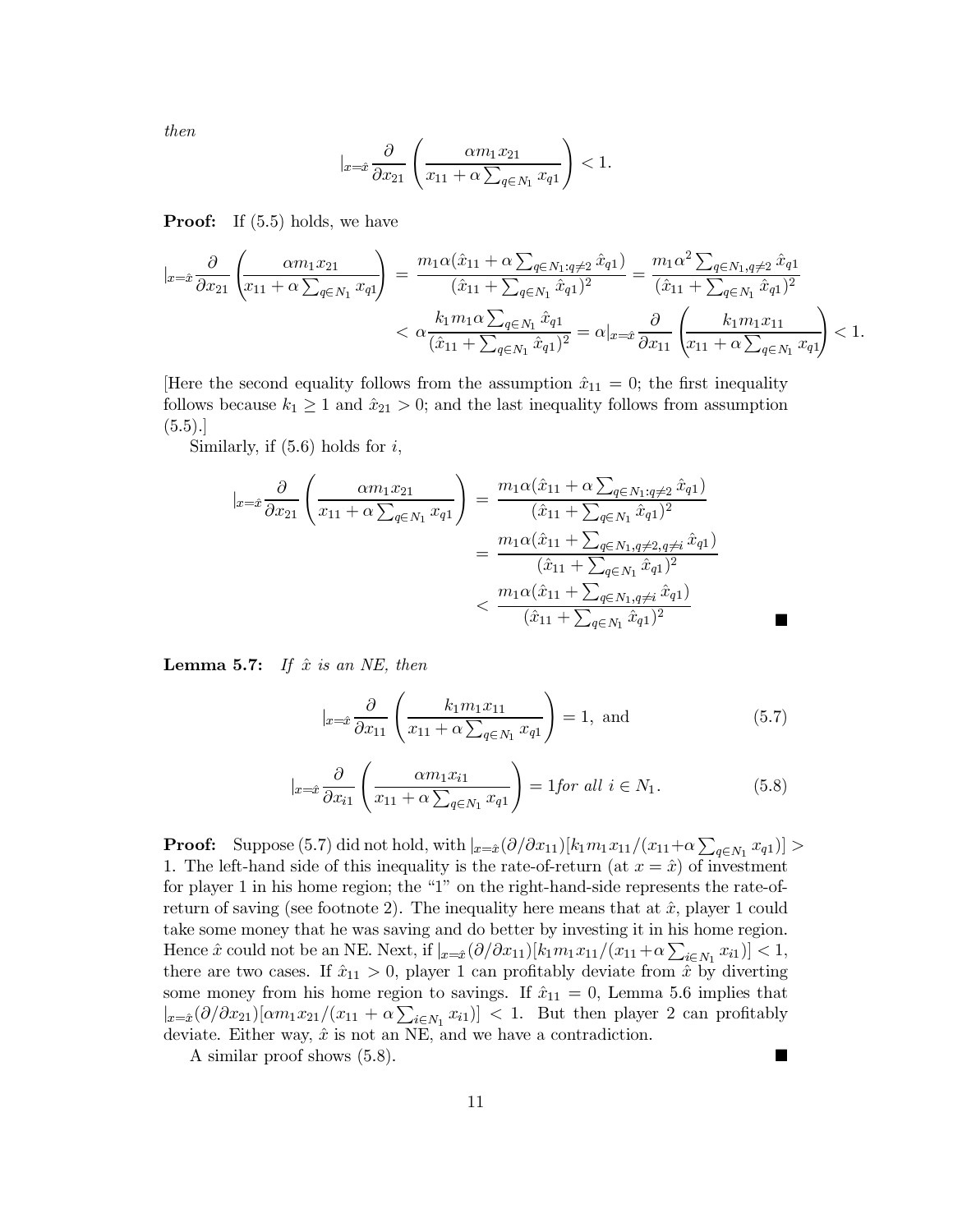*then*

$$|_{x=\hat{x}} \frac{\partial}{\partial x_{21}} \left( \frac{\alpha m_1 x_{21}}{x_{11} + \alpha \sum_{q \in N_1} x_{q1}} \right) < 1.$$

**Proof:** If (5.5) holds, we have

$$\begin{aligned}
|_{x=\hat{x}} \frac{\partial}{\partial x_{21}} \left( \frac{\alpha m_1 x_{21}}{x_{11} + \alpha \sum_{q \in N_1} x_{q1}} \right) &= \frac{m_1 \alpha (\hat{x}_{11} + \alpha \sum_{q \in N_1 : q \neq 2} \hat{x}_{q1})}{(\hat{x}_{11} + \sum_{q \in N_1} \hat{x}_{q1})^2} = \frac{m_1 \alpha^2 \sum_{q \in N_1, q \neq 2} \hat{x}_{q1}}{(\hat{x}_{11} + \sum_{q \in N_1} \hat{x}_{q1})^2} \\
&< \alpha \frac{k_1 m_1 \alpha \sum_{q \in N_1} \hat{x}_{q1}}{(\hat{x}_{11} + \sum_{q \in N_1} \hat{x}_{q1})^2} = \alpha |_{x=\hat{x}} \frac{\partial}{\partial x_{11}} \left( \frac{k_1 m_1 x_{11}}{x_{11} + \alpha \sum_{q \in N_1} x_{q1}} \right) < 1.
\end{aligned}$$

[Here the second equality follows from the assumption $\hat{x}_{11} = 0$; the first inequality follows because $k_1 \geq 1$ and $\hat{x}_{21} > 0$; and the last inequality follows from assumption (5.5).]

Similarly, if (5.6) holds for $i$,

$$\begin{aligned}
|_{x=\hat{x}} \frac{\partial}{\partial x_{21}} \left( \frac{\alpha m_1 x_{21}}{x_{11} + \alpha \sum_{q \in N_1} x_{q1}} \right) &= \frac{m_1 \alpha (\hat{x}_{11} + \alpha \sum_{q \in N_1 : q \neq 2} \hat{x}_{q1})}{(\hat{x}_{11} + \sum_{q \in N_1} \hat{x}_{q1})^2} \\
&= \frac{m_1 \alpha (\hat{x}_{11} + \sum_{q \in N_1, q \neq 2, q \neq i} \hat{x}_{q1})}{(\hat{x}_{11} + \sum_{q \in N_1} \hat{x}_{q1})^2} \\
&< \frac{m_1 \alpha (\hat{x}_{11} + \sum_{q \in N_1, q \neq i} \hat{x}_{q1})}{(\hat{x}_{11} + \sum_{q \in N_1} \hat{x}_{q1})^2}
\end{aligned}$$

■

**Lemma 5.7:** *If $\hat{x}$ is an NE, then*

$$|_{x=\hat{x}} \frac{\partial}{\partial x_{11}} \left( \frac{k_1 m_1 x_{11}}{x_{11} + \alpha \sum_{q \in N_1} x_{q1}} \right) = 1, \text{ and} \tag{5.7}$$

$$|_{x=\hat{x}} \frac{\partial}{\partial x_{i1}} \left( \frac{\alpha m_1 x_{i1}}{x_{11} + \alpha \sum_{q \in N_1} x_{q1}} \right) = 1 \textit{for all } i \in N_1. \tag{5.8}$$

**Proof:** Suppose (5.7) did not hold, with $|_{x=\hat{x}}(\partial/\partial x_{11})[k_1 m_1 x_{11}/(x_{11} + \alpha \sum_{q \in N_1} x_{q1})] > 1$. The left-hand side of this inequality is the rate-of-return (at $x = \hat{x}$) of investment for player 1 in his home region; the "1" on the right-hand-side represents the rate-of-return of saving (see footnote 2). The inequality here means that at $\hat{x}$, player 1 could take some money that he was saving and do better by investing it in his home region. Hence $\hat{x}$ could not be an NE. Next, if $|_{x=\hat{x}}(\partial/\partial x_{11})[k_1 m_1 x_{11}/(x_{11} + \alpha \sum_{i \in N_1} x_{i1})] < 1$, there are two cases. If $\hat{x}_{11} > 0$, player 1 can profitably deviate from $\hat{x}$ by diverting some money from his home region to savings. If $\hat{x}_{11} = 0$, Lemma 5.6 implies that $|_{x=\hat{x}}(\partial/\partial x_{21})[\alpha m_1 x_{21}/(x_{11} + \alpha \sum_{i \in N_1} x_{i1})] < 1$. But then player 2 can profitably deviate. Either way, $\hat{x}$ is not an NE, and we have a contradiction.

A similar proof shows (5.8). ■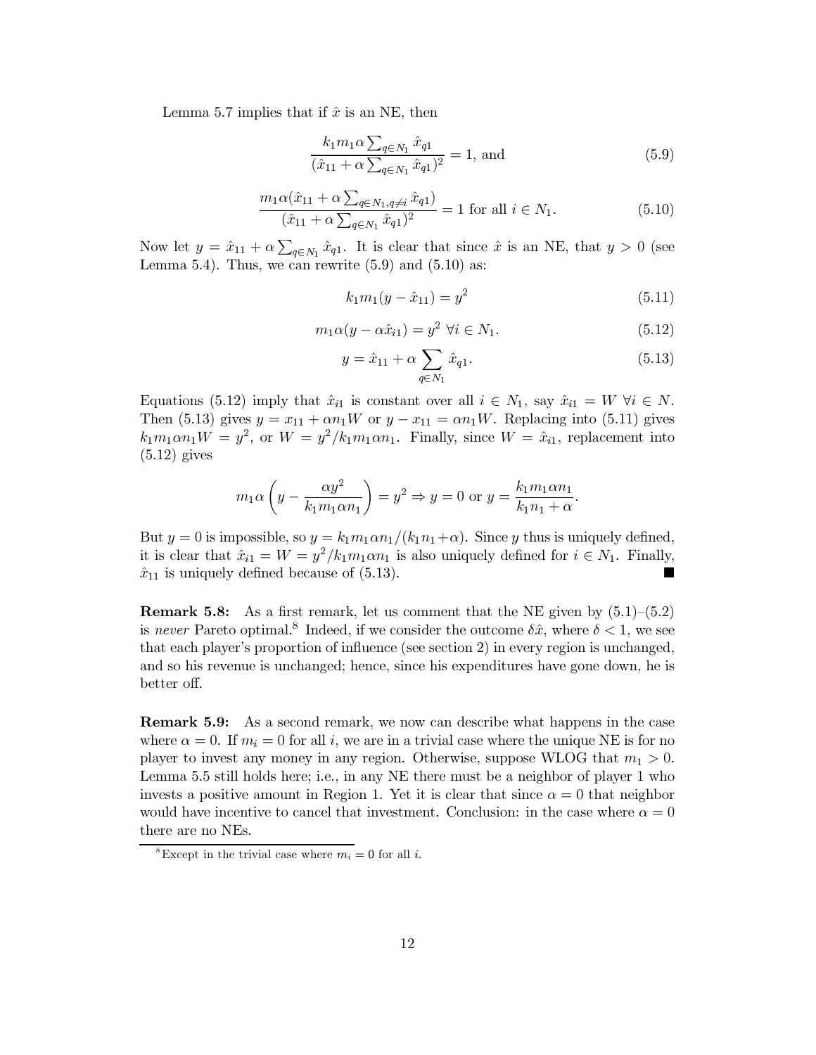Lemma 5.7 implies that if $\hat{x}$ is an NE, then

$$\frac{k_1 m_1 \alpha \sum_{q\in N_1} \hat{x}_{q1}}{(\hat{x}_{11} + \alpha \sum_{q\in N_1} \hat{x}_{q1})^2} = 1, \text{ and} \tag{5.9}$$

$$\frac{m_1 \alpha (\hat{x}_{11} + \alpha \sum_{q\in N_1, q\neq i} \hat{x}_{q1})}{(\hat{x}_{11} + \alpha \sum_{q\in N_1} \hat{x}_{q1})^2} = 1 \text{ for all } i \in N_1. \tag{5.10}$$

Now let $y = \hat{x}_{11} + \alpha \sum_{q\in N_1} \hat{x}_{q1}$. It is clear that since $\hat{x}$ is an NE, that $y > 0$ (see Lemma 5.4). Thus, we can rewrite (5.9) and (5.10) as:

$$k_1 m_1 (y - \hat{x}_{11}) = y^2 \tag{5.11}$$

$$m_1 \alpha (y - \alpha \hat{x}_{i1}) = y^2 \ \forall i \in N_1. \tag{5.12}$$

$$y = \hat{x}_{11} + \alpha \sum_{q\in N_1} \hat{x}_{q1}. \tag{5.13}$$

Equations (5.12) imply that $\hat{x}_{i1}$ is constant over all $i \in N_1$, say $\hat{x}_{i1} = W \ \forall i \in N$. Then (5.13) gives $y = x_{11} + \alpha n_1 W$ or $y - x_{11} = \alpha n_1 W$. Replacing into (5.11) gives $k_1 m_1 \alpha n_1 W = y^2$, or $W = y^2/k_1 m_1 \alpha n_1$. Finally, since $W = \hat{x}_{i1}$, replacement into (5.12) gives

$$m_1 \alpha \left( y - \frac{\alpha y^2}{k_1 m_1 \alpha n_1} \right) = y^2 \Rightarrow y = 0 \text{ or } y = \frac{k_1 m_1 \alpha n_1}{k_1 n_1 + \alpha}.$$

But $y = 0$ is impossible, so $y = k_1 m_1 \alpha n_1/(k_1 n_1 + \alpha)$. Since $y$ thus is uniquely defined, it is clear that $\hat{x}_{i1} = W = y^2/k_1 m_1 \alpha n_1$ is also uniquely defined for $i \in N_1$. Finally, $\hat{x}_{11}$ is uniquely defined because of (5.13). ■

**Remark 5.8:** As a first remark, let us comment that the NE given by (5.1)–(5.2) is *never* Pareto optimal.[8] Indeed, if we consider the outcome $\delta \hat{x}$, where $\delta < 1$, we see that each player's proportion of influence (see section 2) in every region is unchanged, and so his revenue is unchanged; hence, since his expenditures have gone down, he is better off.

**Remark 5.9:** As a second remark, we now can describe what happens in the case where $\alpha = 0$. If $m_i = 0$ for all $i$, we are in a trivial case where the unique NE is for no player to invest any money in any region. Otherwise, suppose WLOG that $m_1 > 0$. Lemma 5.5 still holds here; i.e., in any NE there must be a neighbor of player 1 who invests a positive amount in Region 1. Yet it is clear that since $\alpha = 0$ that neighbor would have incentive to cancel that investment. Conclusion: in the case where $\alpha = 0$ there are no NEs.

[8] Except in the trivial case where $m_i = 0$ for all $i$.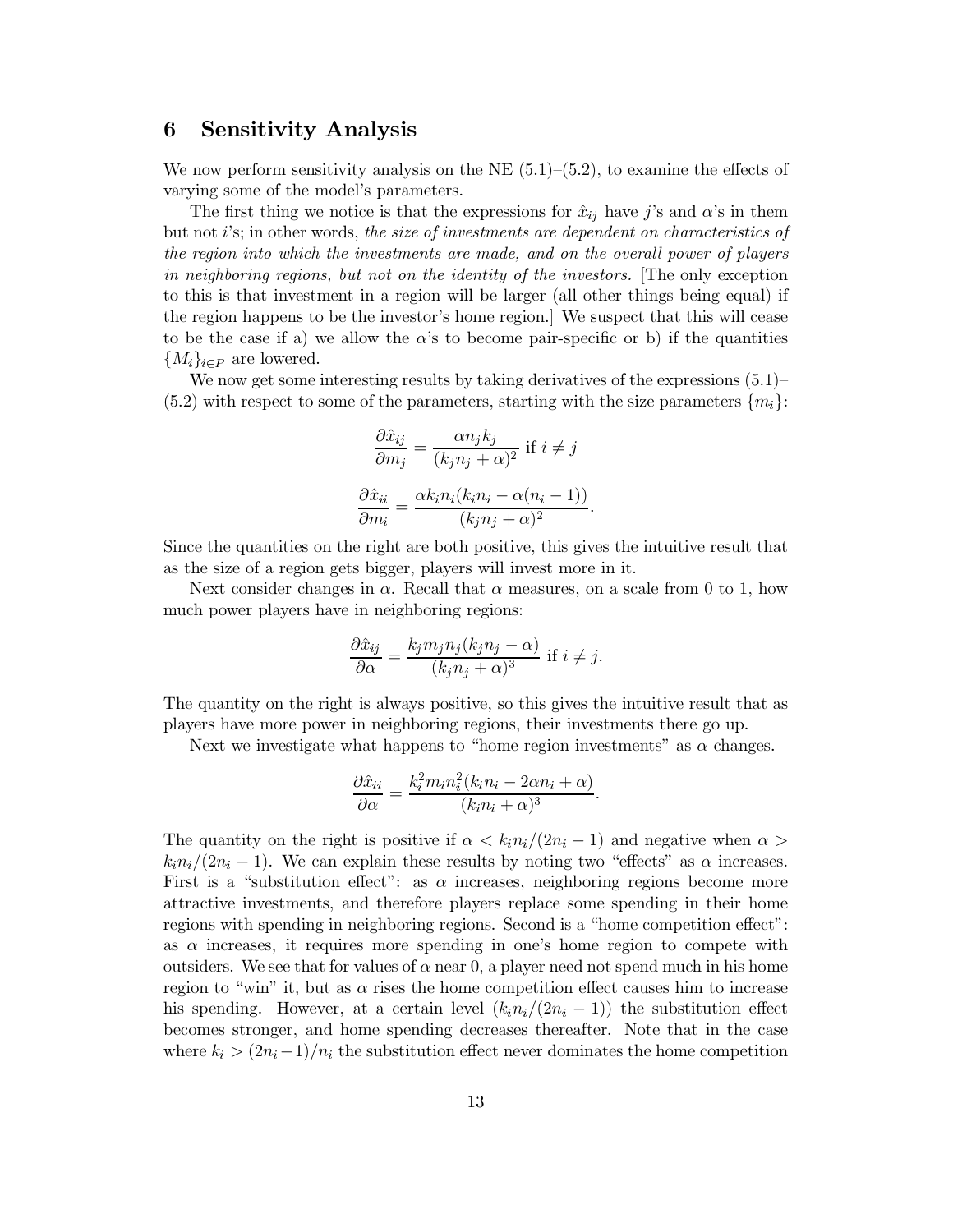## 6 Sensitivity Analysis

We now perform sensitivity analysis on the NE (5.1)–(5.2), to examine the effects of varying some of the model's parameters.

The first thing we notice is that the expressions for $\hat{x}_{ij}$ have $j$'s and $\alpha$'s in them but not $i$'s; in other words, *the size of investments are dependent on characteristics of the region into which the investments are made, and on the overall power of players in neighboring regions, but not on the identity of the investors.* [The only exception to this is that investment in a region will be larger (all other things being equal) if the region happens to be the investor's home region.] We suspect that this will cease to be the case if a) we allow the $\alpha$'s to become pair-specific or b) if the quantities $\{M_i\}_{i \in P}$ are lowered.

We now get some interesting results by taking derivatives of the expressions (5.1)–(5.2) with respect to some of the parameters, starting with the size parameters $\{m_i\}$:

$$\frac{\partial \hat{x}_{ij}}{\partial m_j} = \frac{\alpha n_j k_j}{(k_j n_j + \alpha)^2} \text{ if } i \neq j$$

$$\frac{\partial \hat{x}_{ii}}{\partial m_i} = \frac{\alpha k_i n_i (k_i n_i - \alpha(n_i - 1))}{(k_j n_j + \alpha)^2}.$$

Since the quantities on the right are both positive, this gives the intuitive result that as the size of a region gets bigger, players will invest more in it.

Next consider changes in $\alpha$. Recall that $\alpha$ measures, on a scale from 0 to 1, how much power players have in neighboring regions:

$$\frac{\partial \hat{x}_{ij}}{\partial \alpha} = \frac{k_j m_j n_j (k_j n_j - \alpha)}{(k_j n_j + \alpha)^3} \text{ if } i \neq j.$$

The quantity on the right is always positive, so this gives the intuitive result that as players have more power in neighboring regions, their investments there go up.

Next we investigate what happens to "home region investments" as $\alpha$ changes.

$$\frac{\partial \hat{x}_{ii}}{\partial \alpha} = \frac{k_i^2 m_i n_i^2 (k_i n_i - 2\alpha n_i + \alpha)}{(k_i n_i + \alpha)^3}.$$

The quantity on the right is positive if $\alpha < k_i n_i/(2n_i - 1)$ and negative when $\alpha > k_i n_i/(2n_i - 1)$. We can explain these results by noting two "effects" as $\alpha$ increases. First is a "substitution effect": as $\alpha$ increases, neighboring regions become more attractive investments, and therefore players replace some spending in their home regions with spending in neighboring regions. Second is a "home competition effect": as $\alpha$ increases, it requires more spending in one's home region to compete with outsiders. We see that for values of $\alpha$ near 0, a player need not spend much in his home region to "win" it, but as $\alpha$ rises the home competition effect causes him to increase his spending. However, at a certain level $(k_i n_i/(2n_i - 1))$ the substitution effect becomes stronger, and home spending decreases thereafter. Note that in the case where $k_i > (2n_i - 1)/n_i$ the substitution effect never dominates the home competition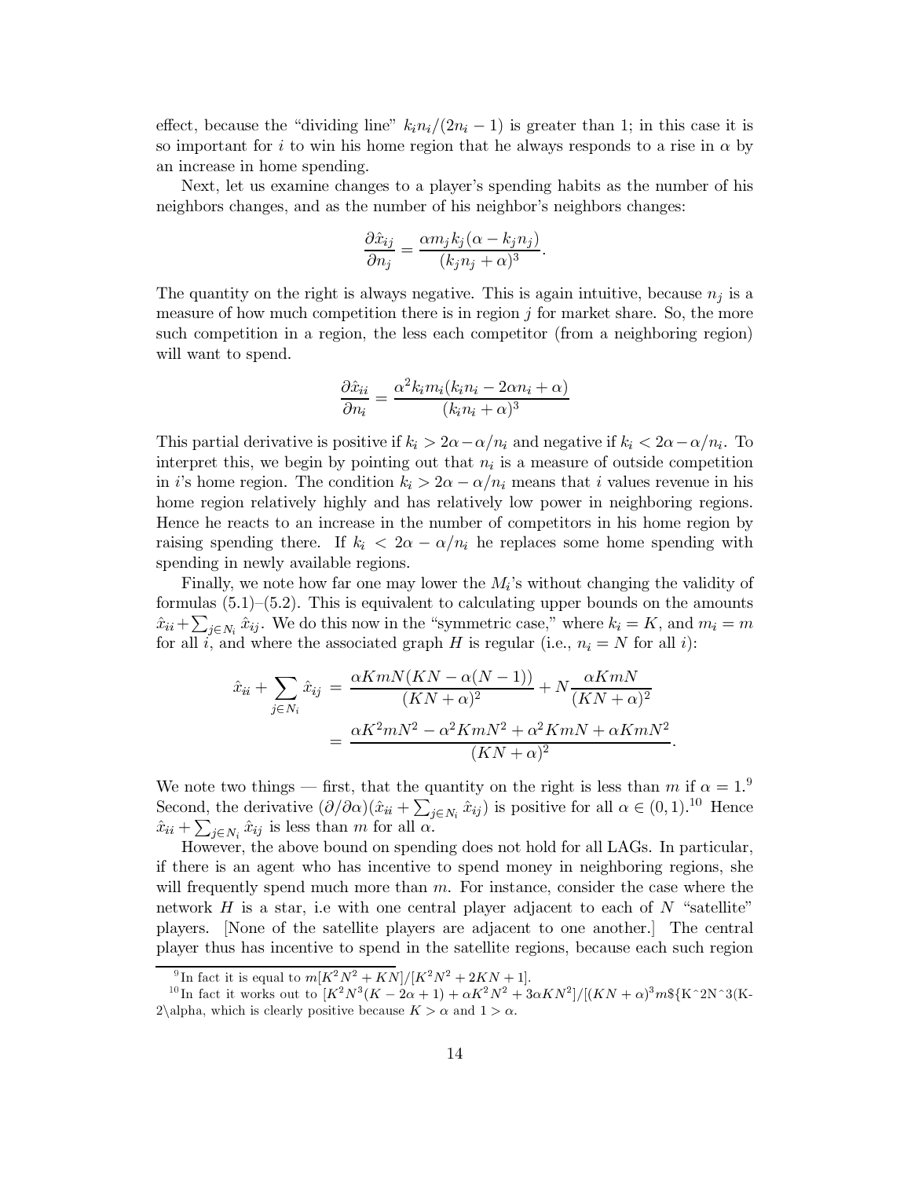effect, because the "dividing line" $k_i n_i/(2n_i - 1)$ is greater than 1; in this case it is so important for $i$ to win his home region that he always responds to a rise in $\alpha$ by an increase in home spending.

Next, let us examine changes to a player's spending habits as the number of his neighbors changes, and as the number of his neighbor's neighbors changes:

$$\frac{\partial \hat{x}_{ij}}{\partial n_j} = \frac{\alpha m_j k_j (\alpha - k_j n_j)}{(k_j n_j + \alpha)^3}.$$

The quantity on the right is always negative. This is again intuitive, because $n_j$ is a measure of how much competition there is in region $j$ for market share. So, the more such competition in a region, the less each competitor (from a neighboring region) will want to spend.

$$\frac{\partial \hat{x}_{ii}}{\partial n_i} = \frac{\alpha^2 k_i m_i (k_i n_i - 2\alpha n_i + \alpha)}{(k_i n_i + \alpha)^3}$$

This partial derivative is positive if $k_i > 2\alpha - \alpha/n_i$ and negative if $k_i < 2\alpha - \alpha/n_i$. To interpret this, we begin by pointing out that $n_i$ is a measure of outside competition in $i$'s home region. The condition $k_i > 2\alpha - \alpha/n_i$ means that $i$ values revenue in his home region relatively highly and has relatively low power in neighboring regions. Hence he reacts to an increase in the number of competitors in his home region by raising spending there. If $k_i < 2\alpha - \alpha/n_i$ he replaces some home spending with spending in newly available regions.

Finally, we note how far one may lower the $M_i$'s without changing the validity of formulas (5.1)–(5.2). This is equivalent to calculating upper bounds on the amounts $\hat{x}_{ii} + \sum_{j \in N_i} \hat{x}_{ij}$. We do this now in the "symmetric case," where $k_i = K$, and $m_i = m$ for all $i$, and where the associated graph $H$ is regular (i.e., $n_i = N$ for all $i$):

$$\begin{aligned}
\hat{x}_{ii} + \sum_{j \in N_i} \hat{x}_{ij} &= \frac{\alpha KmN(KN - \alpha(N-1))}{(KN + \alpha)^2} + N\frac{\alpha KmN}{(KN+\alpha)^2} \\
&= \frac{\alpha K^2 m N^2 - \alpha^2 KmN^2 + \alpha^2 KmN + \alpha KmN^2}{(KN+\alpha)^2}.
\end{aligned}$$

We note two things — first, that the quantity on the right is less than $m$ if $\alpha = 1$.[9] Second, the derivative $(\partial/\partial\alpha)(\hat{x}_{ii} + \sum_{j \in N_i} \hat{x}_{ij})$ is positive for all $\alpha \in (0, 1)$.[10] Hence $\hat{x}_{ii} + \sum_{j \in N_i} \hat{x}_{ij}$ is less than $m$ for all $\alpha$.

However, the above bound on spending does not hold for all LAGs. In particular, if there is an agent who has incentive to spend money in neighboring regions, she will frequently spend much more than $m$. For instance, consider the case where the network $H$ is a star, i.e with one central player adjacent to each of $N$ "satellite" players. [None of the satellite players are adjacent to one another.] The central player thus has incentive to spend in the satellite regions, because each such region

---

[9] In fact it is equal to $m[K^2N^2 + KN]/[K^2N^2 + 2KN + 1]$.

[10] In fact it works out to $[K^2N^3(K - 2\alpha + 1) + \alpha K^2N^2 + 3\alpha KN^2]/[(KN+\alpha)^3 m$\${K^2N^3(K-2\alpha, which is clearly positive because $K > \alpha$ and $1 > \alpha$.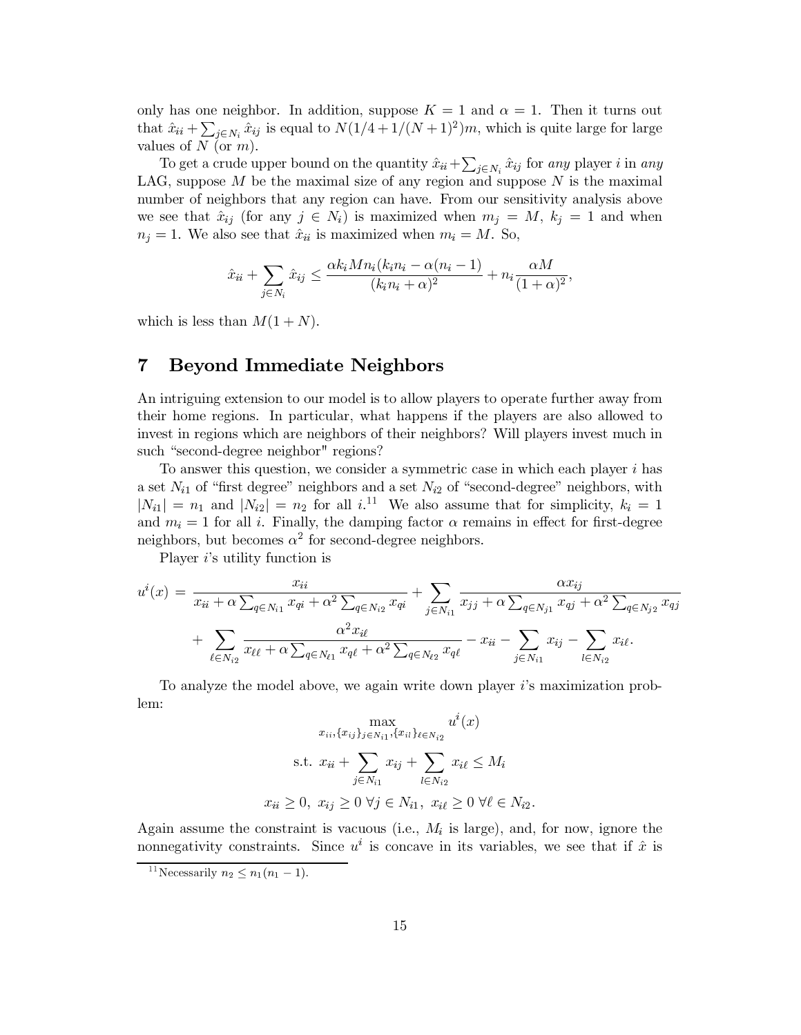only has one neighbor. In addition, suppose $K = 1$ and $\alpha = 1$. Then it turns out that $\hat{x}_{ii} + \sum_{j \in N_i} \hat{x}_{ij}$ is equal to $N(1/4 + 1/(N+1)^2)m$, which is quite large for large values of $N$ (or $m$).

To get a crude upper bound on the quantity $\hat{x}_{ii} + \sum_{j \in N_i} \hat{x}_{ij}$ for *any* player $i$ in *any* LAG, suppose $M$ be the maximal size of any region and suppose $N$ is the maximal number of neighbors that any region can have. From our sensitivity analysis above we see that $\hat{x}_{ij}$ (for any $j \in N_i$) is maximized when $m_j = M$, $k_j = 1$ and when $n_j = 1$. We also see that $\hat{x}_{ii}$ is maximized when $m_i = M$. So,

$$\hat{x}_{ii} + \sum_{j \in N_i} \hat{x}_{ij} \leq \frac{\alpha k_i M n_i (k_i n_i - \alpha(n_i - 1))}{(k_i n_i + \alpha)^2} + n_i \frac{\alpha M}{(1+\alpha)^2},$$

which is less than $M(1 + N)$.

## 7 Beyond Immediate Neighbors

An intriguing extension to our model is to allow players to operate further away from their home regions. In particular, what happens if the players are also allowed to invest in regions which are neighbors of their neighbors? Will players invest much in such "second-degree neighbor" regions?

To answer this question, we consider a symmetric case in which each player $i$ has a set $N_{i1}$ of "first degree" neighbors and a set $N_{i2}$ of "second-degree" neighbors, with $|N_{i1}| = n_1$ and $|N_{i2}| = n_2$ for all $i$.[11] We also assume that for simplicity, $k_i = 1$ and $m_i = 1$ for all $i$. Finally, the damping factor $\alpha$ remains in effect for first-degree neighbors, but becomes $\alpha^2$ for second-degree neighbors.

Player $i$'s utility function is

$$u^i(x) = \frac{x_{ii}}{x_{ii} + \alpha \sum_{q \in N_{i1}} x_{qi} + \alpha^2 \sum_{q \in N_{i2}} x_{qi}} + \sum_{j \in N_{i1}} \frac{\alpha x_{ij}}{x_{jj} + \alpha \sum_{q \in N_{j1}} x_{qj} + \alpha^2 \sum_{q \in N_{j2}} x_{qj}}$$
$$+ \sum_{\ell \in N_{i2}} \frac{\alpha^2 x_{i\ell}}{x_{\ell\ell} + \alpha \sum_{q \in N_{\ell 1}} x_{q\ell} + \alpha^2 \sum_{q \in N_{\ell 2}} x_{q\ell}} - x_{ii} - \sum_{j \in N_{i1}} x_{ij} - \sum_{l \in N_{i2}} x_{i\ell}.$$

To analyze the model above, we again write down player $i$'s maximization problem:

$$\max_{x_{ii}, \{x_{ij}\}_{j \in N_{i1}}, \{x_{il}\}_{\ell \in N_{i2}}} u^i(x)$$

$$\text{s.t. } x_{ii} + \sum_{j \in N_{i1}} x_{ij} + \sum_{l \in N_{i2}} x_{i\ell} \leq M_i$$

$$x_{ii} \geq 0, \ x_{ij} \geq 0 \ \forall j \in N_{i1}, \ x_{i\ell} \geq 0 \ \forall \ell \in N_{i2}.$$

Again assume the constraint is vacuous (i.e., $M_i$ is large), and, for now, ignore the nonnegativity constraints. Since $u^i$ is concave in its variables, we see that if $\hat{x}$ is

[11] Necessarily $n_2 \leq n_1(n_1 - 1)$.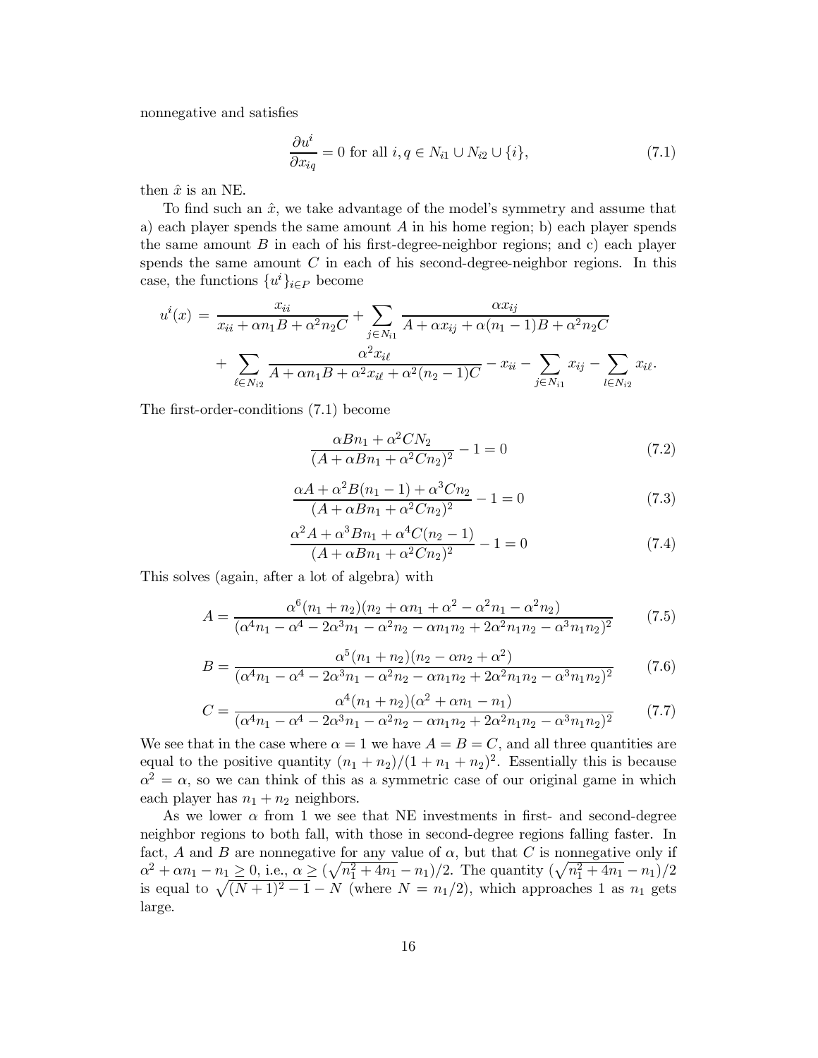nonnegative and satisfies

$$\frac{\partial u^i}{\partial x_{iq}} = 0 \text{ for all } i, q \in N_{i1} \cup N_{i2} \cup \{i\}, \tag{7.1}$$

then $\hat{x}$ is an NE.

To find such an $\hat{x}$, we take advantage of the model's symmetry and assume that a) each player spends the same amount $A$ in his home region; b) each player spends the same amount $B$ in each of his first-degree-neighbor regions; and c) each player spends the same amount $C$ in each of his second-degree-neighbor regions. In this case, the functions $\{u^i\}_{i \in P}$ become

$$\begin{aligned} u^i(x) = & \frac{x_{ii}}{x_{ii} + \alpha n_1 B + \alpha^2 n_2 C} + \sum_{j \in N_{i1}} \frac{\alpha x_{ij}}{A + \alpha x_{ij} + \alpha(n_1 - 1)B + \alpha^2 n_2 C} \\ & + \sum_{\ell \in N_{i2}} \frac{\alpha^2 x_{i\ell}}{A + \alpha n_1 B + \alpha^2 x_{i\ell} + \alpha^2 (n_2 - 1)C} - x_{ii} - \sum_{j \in N_{i1}} x_{ij} - \sum_{l \in N_{i2}} x_{i\ell}. \end{aligned}$$

The first-order-conditions (7.1) become

$$\frac{\alpha B n_1 + \alpha^2 C N_2}{(A + \alpha B n_1 + \alpha^2 C n_2)^2} - 1 = 0 \tag{7.2}$$

$$\frac{\alpha A + \alpha^2 B(n_1 - 1) + \alpha^3 C n_2}{(A + \alpha B n_1 + \alpha^2 C n_2)^2} - 1 = 0 \tag{7.3}$$

$$\frac{\alpha^2 A + \alpha^3 B n_1 + \alpha^4 C(n_2 - 1)}{(A + \alpha B n_1 + \alpha^2 C n_2)^2} - 1 = 0 \tag{7.4}$$

This solves (again, after a lot of algebra) with

$$A = \frac{\alpha^6 (n_1 + n_2)(n_2 + \alpha n_1 + \alpha^2 - \alpha^2 n_1 - \alpha^2 n_2)}{(\alpha^4 n_1 - \alpha^4 - 2\alpha^3 n_1 - \alpha^2 n_2 - \alpha n_1 n_2 + 2\alpha^2 n_1 n_2 - \alpha^3 n_1 n_2)^2} \tag{7.5}$$

$$B = \frac{\alpha^5 (n_1 + n_2)(n_2 - \alpha n_2 + \alpha^2)}{(\alpha^4 n_1 - \alpha^4 - 2\alpha^3 n_1 - \alpha^2 n_2 - \alpha n_1 n_2 + 2\alpha^2 n_1 n_2 - \alpha^3 n_1 n_2)^2} \tag{7.6}$$

$$C = \frac{\alpha^4 (n_1 + n_2)(\alpha^2 + \alpha n_1 - n_1)}{(\alpha^4 n_1 - \alpha^4 - 2\alpha^3 n_1 - \alpha^2 n_2 - \alpha n_1 n_2 + 2\alpha^2 n_1 n_2 - \alpha^3 n_1 n_2)^2} \tag{7.7}$$

We see that in the case where $\alpha = 1$ we have $A = B = C$, and all three quantities are equal to the positive quantity $(n_1 + n_2)/(1 + n_1 + n_2)^2$. Essentially this is because $\alpha^2 = \alpha$, so we can think of this as a symmetric case of our original game in which each player has $n_1 + n_2$ neighbors.

As we lower $\alpha$ from 1 we see that NE investments in first- and second-degree neighbor regions to both fall, with those in second-degree regions falling faster. In fact, $A$ and $B$ are nonnegative for any value of $\alpha$, but that $C$ is nonnegative only if $\alpha^2 + \alpha n_1 - n_1 \geq 0$, i.e., $\alpha \geq (\sqrt{n_1^2 + 4n_1} - n_1)/2$. The quantity $(\sqrt{n_1^2 + 4n_1} - n_1)/2$ is equal to $\sqrt{(N+1)^2 - 1} - N$ (where $N = n_1/2$), which approaches 1 as $n_1$ gets large.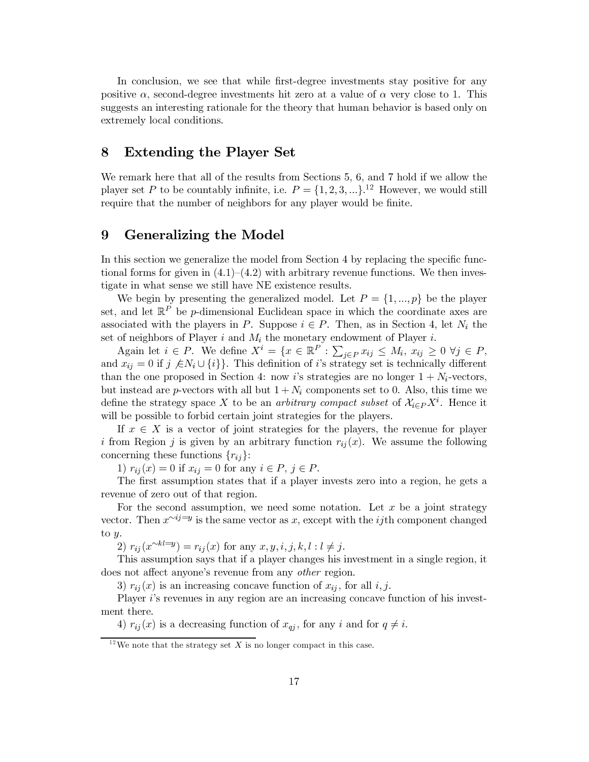In conclusion, we see that while first-degree investments stay positive for any positive $\alpha$, second-degree investments hit zero at a value of $\alpha$ very close to 1. This suggests an interesting rationale for the theory that human behavior is based only on extremely local conditions.

# 8 Extending the Player Set

We remark here that all of the results from Sections 5, 6, and 7 hold if we allow the player set $P$ to be countably infinite, i.e. $P = \{1, 2, 3, ...\}$.[12] However, we would still require that the number of neighbors for any player would be finite.

# 9 Generalizing the Model

In this section we generalize the model from Section 4 by replacing the specific functional forms for given in (4.1)–(4.2) with arbitrary revenue functions. We then investigate in what sense we still have NE existence results.

We begin by presenting the generalized model. Let $P = \{1, ..., p\}$ be the player set, and let $\mathbb{R}^P$ be $p$-dimensional Euclidean space in which the coordinate axes are associated with the players in $P$. Suppose $i \in P$. Then, as in Section 4, let $N_i$ the set of neighbors of Player $i$ and $M_i$ the monetary endowment of Player $i$.

Again let $i \in P$. We define $X^i = \{x \in \mathbb{R}^P : \sum_{j \in P} x_{ij} \leq M_i,\ x_{ij} \geq 0\ \forall j \in P,$ and $x_{ij} = 0$ if $j \not\in N_i \cup \{i\}\}$. This definition of $i$'s strategy set is technically different than the one proposed in Section 4: now $i$'s strategies are no longer $1 + N_i$-vectors, but instead are $p$-vectors with all but $1 + N_i$ components set to 0. Also, this time we define the strategy space $X$ to be an *arbitrary compact subset* of $\mathcal{X}_{i \in P} X^i$. Hence it will be possible to forbid certain joint strategies for the players.

If $x \in X$ is a vector of joint strategies for the players, the revenue for player $i$ from Region $j$ is given by an arbitrary function $r_{ij}(x)$. We assume the following concerning these functions $\{r_{ij}\}$:

1) $r_{ij}(x) = 0$ if $x_{ij} = 0$ for any $i \in P$, $j \in P$.

The first assumption states that if a player invests zero into a region, he gets a revenue of zero out of that region.

For the second assumption, we need some notation. Let $x$ be a joint strategy vector. Then $x^{\sim ij=y}$ is the same vector as $x$, except with the $ij$th component changed to $y$.

2) $r_{ij}(x^{\sim kl=y}) = r_{ij}(x)$ for any $x, y, i, j, k, l : l \neq j$.

This assumption says that if a player changes his investment in a single region, it does not affect anyone's revenue from any *other* region.

3) $r_{ij}(x)$ is an increasing concave function of $x_{ij}$, for all $i, j$.

Player $i$'s revenues in any region are an increasing concave function of his investment there.

4) $r_{ij}(x)$ is a decreasing function of $x_{qj}$, for any $i$ and for $q \neq i$.

[12] We note that the strategy set $X$ is no longer compact in this case.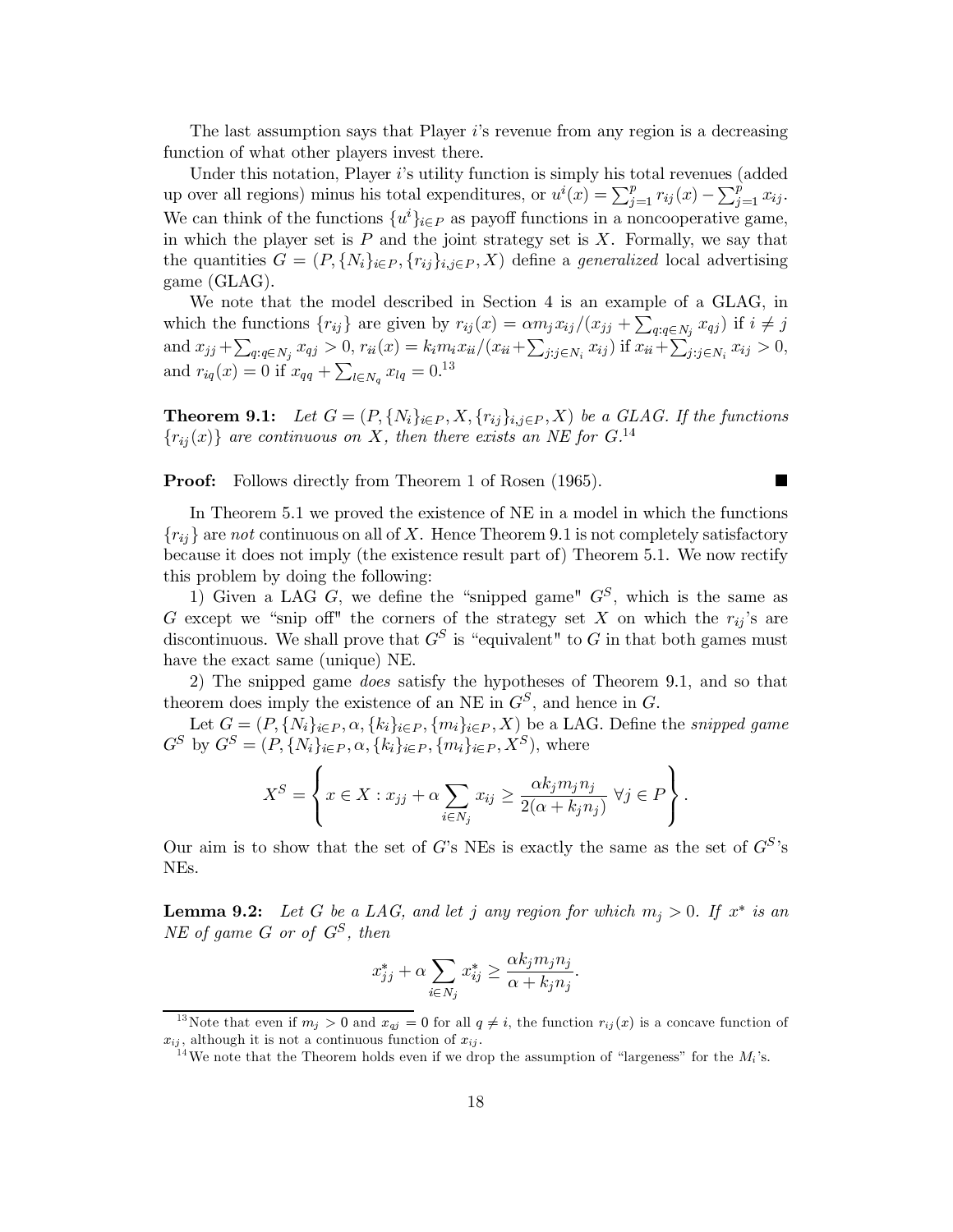The last assumption says that Player $i$'s revenue from any region is a decreasing function of what other players invest there.

Under this notation, Player $i$'s utility function is simply his total revenues (added up over all regions) minus his total expenditures, or $u^i(x) = \sum_{j=1}^{p} r_{ij}(x) - \sum_{j=1}^{p} x_{ij}$. We can think of the functions $\{u^i\}_{i \in P}$ as payoff functions in a noncooperative game, in which the player set is $P$ and the joint strategy set is $X$. Formally, we say that the quantities $G = (P, \{N_i\}_{i \in P}, \{r_{ij}\}_{i,j \in P}, X)$ define a *generalized* local advertising game (GLAG).

We note that the model described in Section 4 is an example of a GLAG, in which the functions $\{r_{ij}\}$ are given by $r_{ij}(x) = \alpha m_j x_{ij}/(x_{jj} + \sum_{q:q \in N_j} x_{qj})$ if $i \neq j$ and $x_{jj} + \sum_{q:q \in N_j} x_{qj} > 0$, $r_{ii}(x) = k_i m_i x_{ii}/(x_{ii} + \sum_{j:j \in N_i} x_{ij})$ if $x_{ii} + \sum_{j:j \in N_i} x_{ij} > 0$, and $r_{iq}(x) = 0$ if $x_{qq} + \sum_{l \in N_q} x_{lq} = 0$.[13]

**Theorem 9.1:** *Let $G = (P, \{N_i\}_{i \in P}, X, \{r_{ij}\}_{i,j \in P}, X)$ be a GLAG. If the functions $\{r_{ij}(x)\}$ are continuous on $X$, then there exists an NE for $G$.*[14]

**Proof:** Follows directly from Theorem 1 of Rosen (1965). ■

In Theorem 5.1 we proved the existence of NE in a model in which the functions $\{r_{ij}\}$ are *not* continuous on all of $X$. Hence Theorem 9.1 is not completely satisfactory because it does not imply (the existence result part of) Theorem 5.1. We now rectify this problem by doing the following:

1) Given a LAG $G$, we define the "snipped game" $G^S$, which is the same as $G$ except we "snip off" the corners of the strategy set $X$ on which the $r_{ij}$'s are discontinuous. We shall prove that $G^S$ is "equivalent" to $G$ in that both games must have the exact same (unique) NE.

2) The snipped game *does* satisfy the hypotheses of Theorem 9.1, and so that theorem does imply the existence of an NE in $G^S$, and hence in $G$.

Let $G = (P, \{N_i\}_{i \in P}, \alpha, \{k_i\}_{i \in P}, \{m_i\}_{i \in P}, X)$ be a LAG. Define the *snipped game* $G^S$ by $G^S = (P, \{N_i\}_{i \in P}, \alpha, \{k_i\}_{i \in P}, \{m_i\}_{i \in P}, X^S)$, where

$$X^S = \left\{ x \in X : x_{jj} + \alpha \sum_{i \in N_j} x_{ij} \geq \frac{\alpha k_j m_j n_j}{2(\alpha + k_j n_j)} \ \forall j \in P \right\}.$$

Our aim is to show that the set of $G$'s NEs is exactly the same as the set of $G^S$'s NEs.

**Lemma 9.2:** *Let $G$ be a LAG, and let $j$ any region for which $m_j > 0$. If $x^*$ is an NE of game $G$ or of $G^S$, then*

$$x^*_{jj} + \alpha \sum_{i \in N_j} x^*_{ij} \geq \frac{\alpha k_j m_j n_j}{\alpha + k_j n_j}.$$

[13] Note that even if $m_j > 0$ and $x_{qj} = 0$ for all $q \neq i$, the function $r_{ij}(x)$ is a concave function of $x_{ij}$, although it is not a continuous function of $x_{ij}$.

[14] We note that the Theorem holds even if we drop the assumption of "largeness" for the $M_i$'s.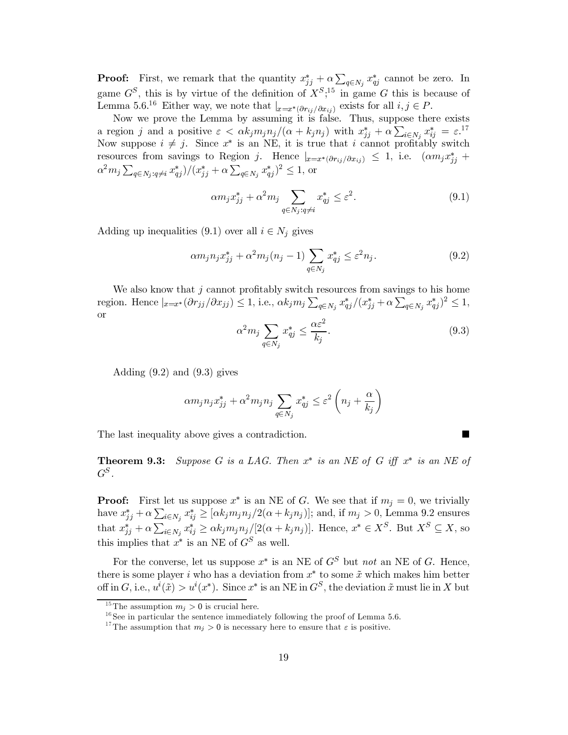**Proof:** First, we remark that the quantity $x^*_{jj} + \alpha \sum_{q \in N_j} x^*_{qj}$ cannot be zero. In game $G^S$, this is by virtue of the definition of $X^S$;[15] in game $G$ this is because of Lemma 5.6.[16] Either way, we note that $|_{x=x^*(\partial r_{ij}/\partial x_{ij})}$ exists for all $i, j \in P$.

Now we prove the Lemma by assuming it is false. Thus, suppose there exists a region $j$ and a positive $\varepsilon < \alpha k_j m_j n_j/(\alpha + k_j n_j)$ with $x^*_{jj} + \alpha \sum_{i \in N_j} x^*_{ij} = \varepsilon$.[17] Now suppose $i \neq j$. Since $x^*$ is an NE, it is true that $i$ cannot profitably switch resources from savings to Region $j$. Hence $|_{x=x^*(\partial r_{ij}/\partial x_{ij})} \leq 1$, i.e. $(\alpha m_j x^*_{jj} + \alpha^2 m_j \sum_{q \in N_j : q \neq i} x^*_{qj})/(x^*_{jj} + \alpha \sum_{q \in N_j} x^*_{qj})^2 \leq 1$, or

$$\alpha m_j x^*_{jj} + \alpha^2 m_j \sum_{q \in N_j : q \neq i} x^*_{qj} \leq \varepsilon^2. \tag{9.1}$$

Adding up inequalities (9.1) over all $i \in N_j$ gives

$$\alpha m_j n_j x^*_{jj} + \alpha^2 m_j (n_j - 1) \sum_{q \in N_j} x^*_{qj} \leq \varepsilon^2 n_j. \tag{9.2}$$

We also know that $j$ cannot profitably switch resources from savings to his home region. Hence $|_{x=x^*}(\partial r_{jj}/\partial x_{jj}) \leq 1$, i.e., $\alpha k_j m_j \sum_{q \in N_j} x^*_{qj}/(x^*_{jj} + \alpha \sum_{q \in N_j} x^*_{qj})^2 \leq 1$, or

$$\alpha^2 m_j \sum_{q \in N_j} x^*_{qj} \leq \frac{\alpha \varepsilon^2}{k_j}. \tag{9.3}$$

Adding (9.2) and (9.3) gives

$$\alpha m_j n_j x^*_{jj} + \alpha^2 m_j n_j \sum_{q \in N_j} x^*_{qj} \leq \varepsilon^2 \left( n_j + \frac{\alpha}{k_j} \right)$$

The last inequality above gives a contradiction. ■

**Theorem 9.3:** *Suppose $G$ is a LAG. Then $x^*$ is an NE of $G$ iff $x^*$ is an NE of $G^S$.*

**Proof:** First let us suppose $x^*$ is an NE of $G$. We see that if $m_j = 0$, we trivially have $x^*_{jj} + \alpha \sum_{i \in N_j} x^*_{ij} \geq [\alpha k_j m_j n_j / 2(\alpha + k_j n_j)]$; and, if $m_j > 0$, Lemma 9.2 ensures that $x^*_{jj} + \alpha \sum_{i \in N_j} x^*_{ij} \geq \alpha k_j m_j n_j / [2(\alpha + k_j n_j)]$. Hence, $x^* \in X^S$. But $X^S \subseteq X$, so this implies that $x^*$ is an NE of $G^S$ as well.

For the converse, let us suppose $x^*$ is an NE of $G^S$ but *not* an NE of $G$. Hence, there is some player $i$ who has a deviation from $x^*$ to some $\tilde{x}$ which makes him better off in $G$, i.e., $u^i(\tilde{x}) > u^i(x^*)$. Since $x^*$ is an NE in $G^S$, the deviation $\tilde{x}$ must lie in $X$ but

---

[15] The assumption $m_j > 0$ is crucial here.

[16] See in particular the sentence immediately following the proof of Lemma 5.6.

[17] The assumption that $m_j > 0$ is necessary here to ensure that $\varepsilon$ is positive.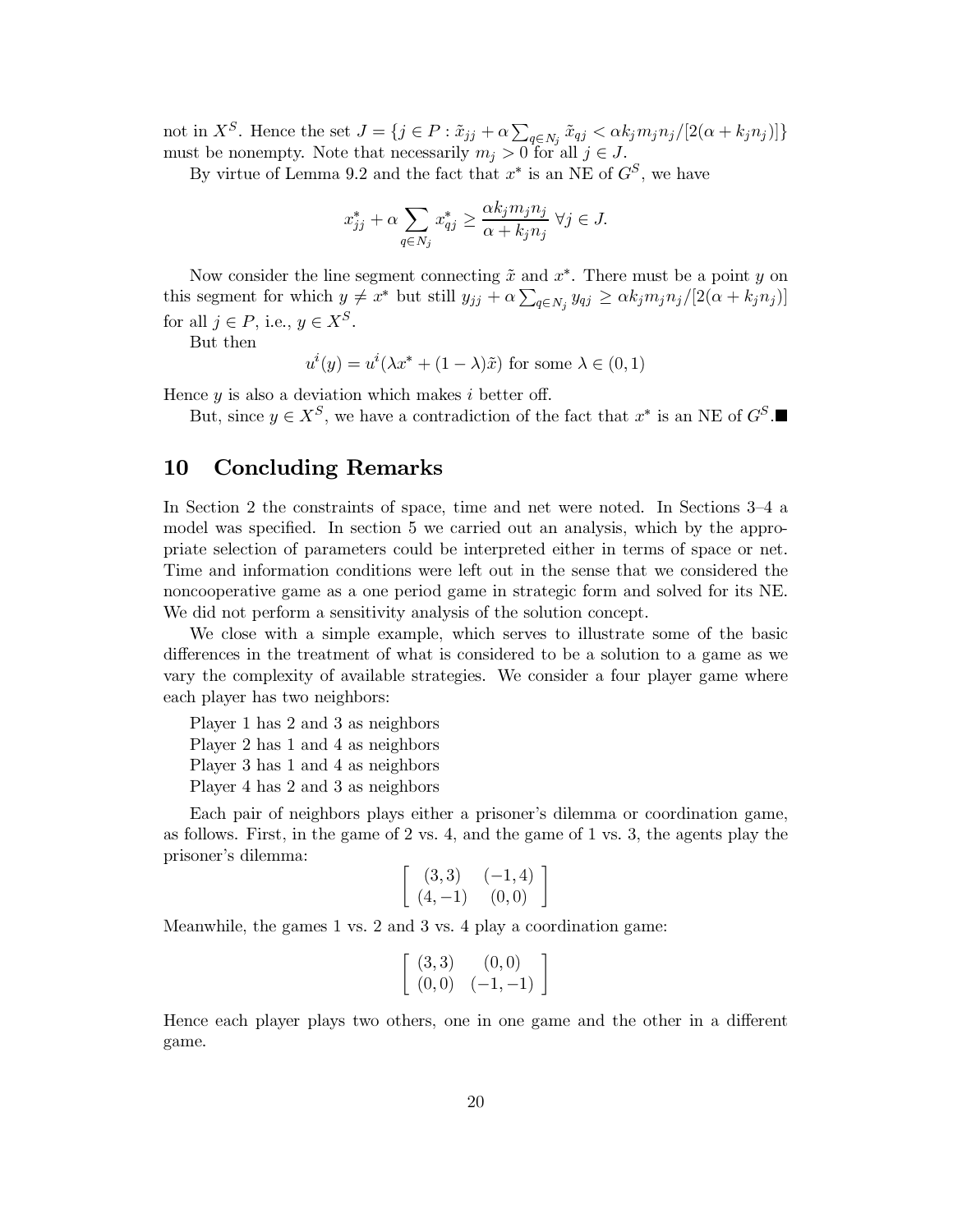not in $X^S$. Hence the set $J = \{j \in P : \tilde{x}_{jj} + \alpha \sum_{q \in N_j} \tilde{x}_{qj} < \alpha k_j m_j n_j / [2(\alpha + k_j n_j)]\}$ must be nonempty. Note that necessarily $m_j > 0$ for all $j \in J$.

By virtue of Lemma 9.2 and the fact that $x^*$ is an NE of $G^S$, we have

$$x^*_{jj} + \alpha \sum_{q \in N_j} x^*_{qj} \geq \frac{\alpha k_j m_j n_j}{\alpha + k_j n_j} \ \forall j \in J.$$

Now consider the line segment connecting $\tilde{x}$ and $x^*$. There must be a point $y$ on this segment for which $y \neq x^*$ but still $y_{jj} + \alpha \sum_{q \in N_j} y_{qj} \geq \alpha k_j m_j n_j / [2(\alpha + k_j n_j)]$ for all $j \in P$, i.e., $y \in X^S$.

But then

$$u^i(y) = u^i(\lambda x^* + (1 - \lambda)\tilde{x}) \text{ for some } \lambda \in (0, 1)$$

Hence $y$ is also a deviation which makes $i$ better off.

But, since $y \in X^S$, we have a contradiction of the fact that $x^*$ is an NE of $G^S$.■

## 10 Concluding Remarks

In Section 2 the constraints of space, time and net were noted. In Sections 3–4 a model was specified. In section 5 we carried out an analysis, which by the appropriate selection of parameters could be interpreted either in terms of space or net. Time and information conditions were left out in the sense that we considered the noncooperative game as a one period game in strategic form and solved for its NE. We did not perform a sensitivity analysis of the solution concept.

We close with a simple example, which serves to illustrate some of the basic differences in the treatment of what is considered to be a solution to a game as we vary the complexity of available strategies. We consider a four player game where each player has two neighbors:

Player 1 has 2 and 3 as neighbors
Player 2 has 1 and 4 as neighbors
Player 3 has 1 and 4 as neighbors
Player 4 has 2 and 3 as neighbors

Each pair of neighbors plays either a prisoner's dilemma or coordination game, as follows. First, in the game of 2 vs. 4, and the game of 1 vs. 3, the agents play the prisoner's dilemma:

$$\begin{bmatrix} (3,3) & (-1,4) \\ (4,-1) & (0,0) \end{bmatrix}$$

Meanwhile, the games 1 vs. 2 and 3 vs. 4 play a coordination game:

$$\begin{bmatrix} (3,3) & (0,0) \\ (0,0) & (-1,-1) \end{bmatrix}$$

Hence each player plays two others, one in one game and the other in a different game.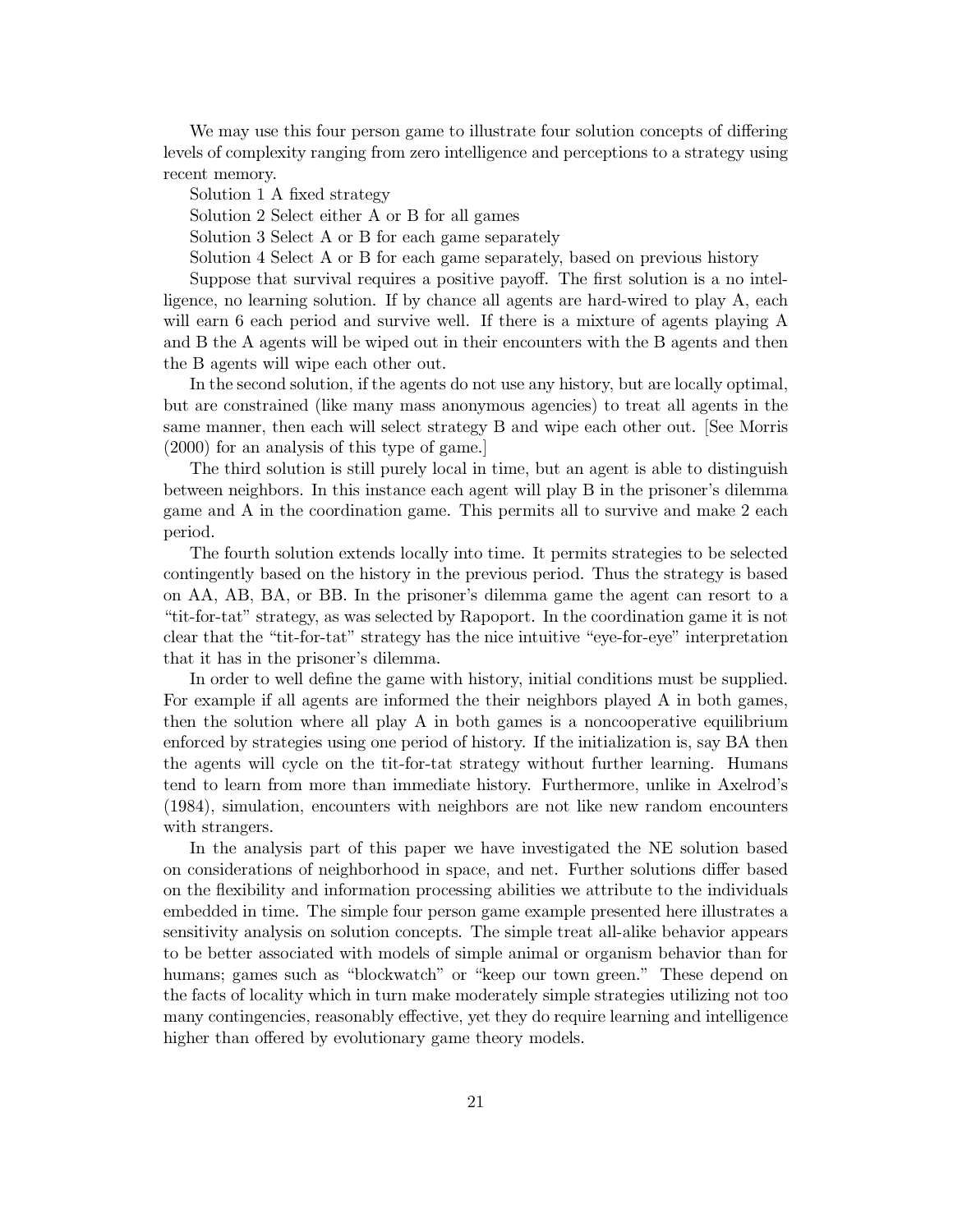We may use this four person game to illustrate four solution concepts of differing levels of complexity ranging from zero intelligence and perceptions to a strategy using recent memory.

Solution 1 A fixed strategy

Solution 2 Select either A or B for all games

Solution 3 Select A or B for each game separately

Solution 4 Select A or B for each game separately, based on previous history

Suppose that survival requires a positive payoff. The first solution is a no intelligence, no learning solution. If by chance all agents are hard-wired to play A, each will earn 6 each period and survive well. If there is a mixture of agents playing A and B the A agents will be wiped out in their encounters with the B agents and then the B agents will wipe each other out.

In the second solution, if the agents do not use any history, but are locally optimal, but are constrained (like many mass anonymous agencies) to treat all agents in the same manner, then each will select strategy B and wipe each other out. [See Morris (2000) for an analysis of this type of game.]

The third solution is still purely local in time, but an agent is able to distinguish between neighbors. In this instance each agent will play B in the prisoner's dilemma game and A in the coordination game. This permits all to survive and make 2 each period.

The fourth solution extends locally into time. It permits strategies to be selected contingently based on the history in the previous period. Thus the strategy is based on AA, AB, BA, or BB. In the prisoner's dilemma game the agent can resort to a "tit-for-tat" strategy, as was selected by Rapoport. In the coordination game it is not clear that the "tit-for-tat" strategy has the nice intuitive "eye-for-eye" interpretation that it has in the prisoner's dilemma.

In order to well define the game with history, initial conditions must be supplied. For example if all agents are informed the their neighbors played A in both games, then the solution where all play A in both games is a noncooperative equilibrium enforced by strategies using one period of history. If the initialization is, say BA then the agents will cycle on the tit-for-tat strategy without further learning. Humans tend to learn from more than immediate history. Furthermore, unlike in Axelrod's (1984), simulation, encounters with neighbors are not like new random encounters with strangers.

In the analysis part of this paper we have investigated the NE solution based on considerations of neighborhood in space, and net. Further solutions differ based on the flexibility and information processing abilities we attribute to the individuals embedded in time. The simple four person game example presented here illustrates a sensitivity analysis on solution concepts. The simple treat all-alike behavior appears to be better associated with models of simple animal or organism behavior than for humans; games such as "blockwatch" or "keep our town green." These depend on the facts of locality which in turn make moderately simple strategies utilizing not too many contingencies, reasonably effective, yet they do require learning and intelligence higher than offered by evolutionary game theory models.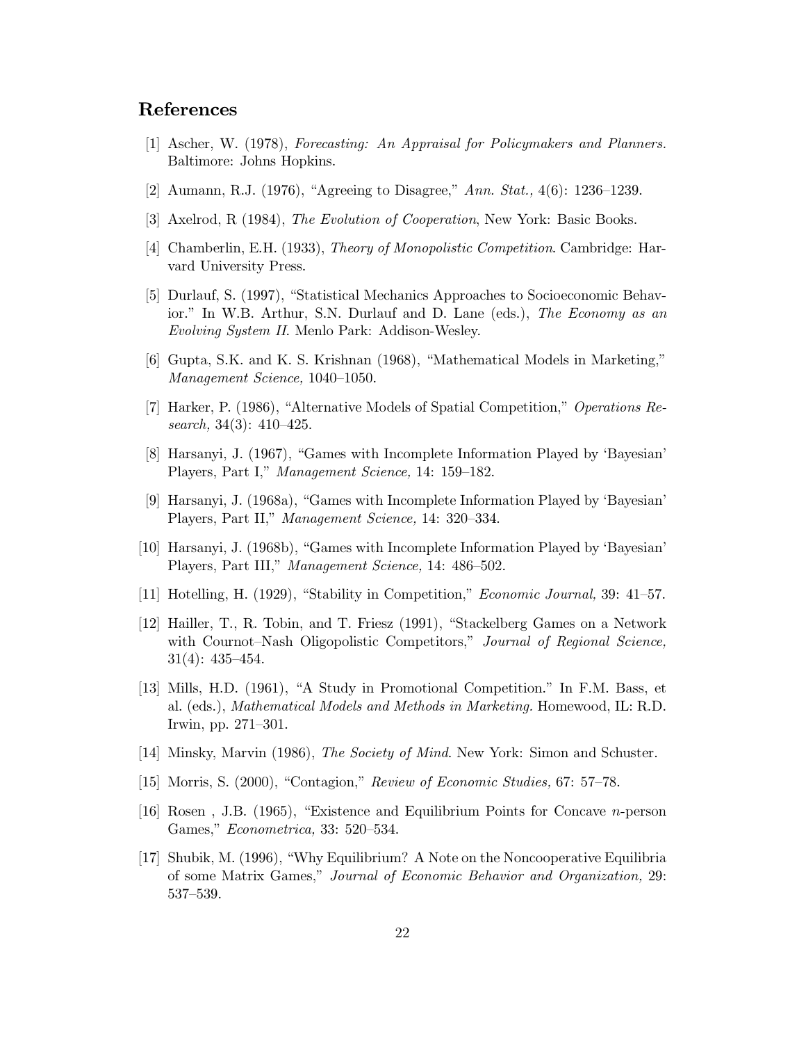## References

[1] Ascher, W. (1978), *Forecasting: An Appraisal for Policymakers and Planners.* Baltimore: Johns Hopkins.

[2] Aumann, R.J. (1976), "Agreeing to Disagree," *Ann. Stat.,* 4(6): 1236–1239.

[3] Axelrod, R (1984), *The Evolution of Cooperation*, New York: Basic Books.

[4] Chamberlin, E.H. (1933), *Theory of Monopolistic Competition*. Cambridge: Harvard University Press.

[5] Durlauf, S. (1997), "Statistical Mechanics Approaches to Socioeconomic Behavior." In W.B. Arthur, S.N. Durlauf and D. Lane (eds.), *The Economy as an Evolving System II*. Menlo Park: Addison-Wesley.

[6] Gupta, S.K. and K. S. Krishnan (1968), "Mathematical Models in Marketing," *Management Science,* 1040–1050.

[7] Harker, P. (1986), "Alternative Models of Spatial Competition," *Operations Research,* 34(3): 410–425.

[8] Harsanyi, J. (1967), "Games with Incomplete Information Played by 'Bayesian' Players, Part I," *Management Science,* 14: 159–182.

[9] Harsanyi, J. (1968a), "Games with Incomplete Information Played by 'Bayesian' Players, Part II," *Management Science,* 14: 320–334.

[10] Harsanyi, J. (1968b), "Games with Incomplete Information Played by 'Bayesian' Players, Part III," *Management Science,* 14: 486–502.

[11] Hotelling, H. (1929), "Stability in Competition," *Economic Journal,* 39: 41–57.

[12] Hailler, T., R. Tobin, and T. Friesz (1991), "Stackelberg Games on a Network with Cournot–Nash Oligopolistic Competitors," *Journal of Regional Science,* 31(4): 435–454.

[13] Mills, H.D. (1961), "A Study in Promotional Competition." In F.M. Bass, et al. (eds.), *Mathematical Models and Methods in Marketing.* Homewood, IL: R.D. Irwin, pp. 271–301.

[14] Minsky, Marvin (1986), *The Society of Mind*. New York: Simon and Schuster.

[15] Morris, S. (2000), "Contagion," *Review of Economic Studies,* 67: 57–78.

[16] Rosen , J.B. (1965), "Existence and Equilibrium Points for Concave $n$-person Games," *Econometrica,* 33: 520–534.

[17] Shubik, M. (1996), "Why Equilibrium? A Note on the Noncooperative Equilibria of some Matrix Games," *Journal of Economic Behavior and Organization,* 29: 537–539.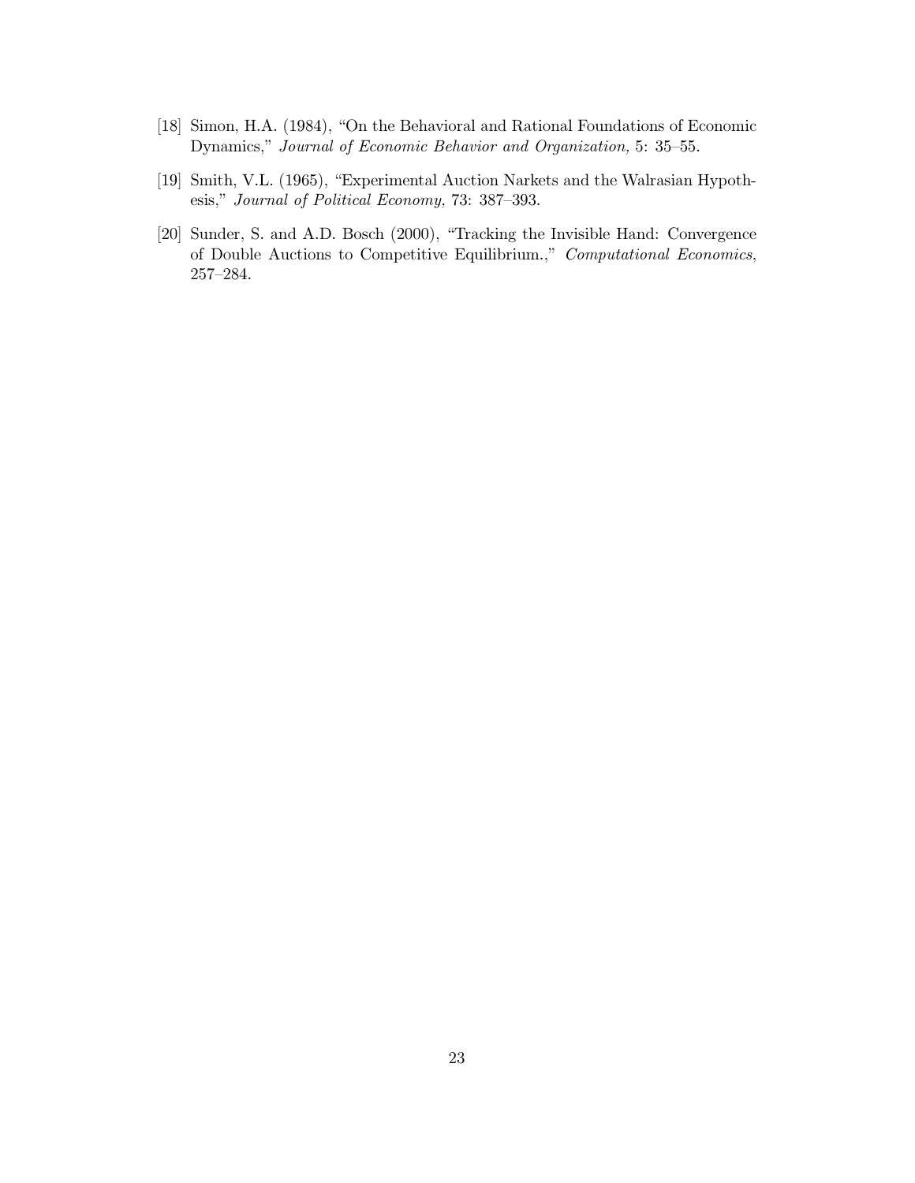[18] Simon, H.A. (1984), "On the Behavioral and Rational Foundations of Economic Dynamics," *Journal of Economic Behavior and Organization,* 5: 35–55.

[19] Smith, V.L. (1965), "Experimental Auction Narkets and the Walrasian Hypothesis," *Journal of Political Economy,* 73: 387–393.

[20] Sunder, S. and A.D. Bosch (2000), "Tracking the Invisible Hand: Convergence of Double Auctions to Competitive Equilibrium.," *Computational Economics*, 257–284.